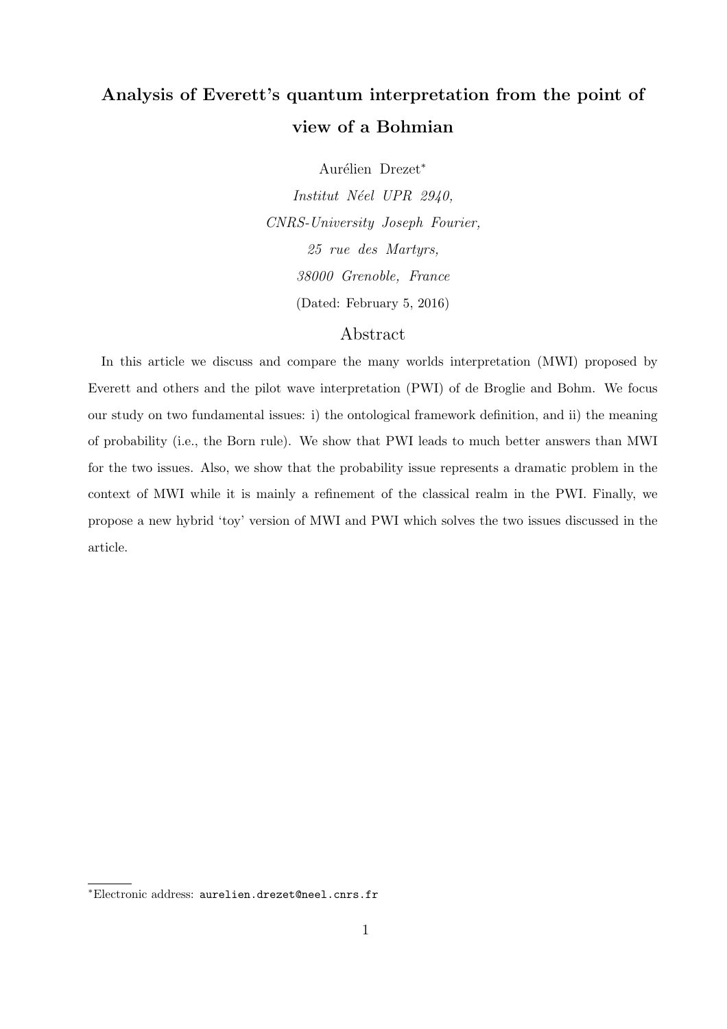# Analysis of Everett's quantum interpretation from the point of view of a Bohmian

Aurélien Drezet*

*Institut Néel UPR 2940,*
*CNRS-University Joseph Fourier,*
*25 rue des Martyrs,*
*38000 Grenoble, France*

(Dated: February 5, 2016)

## Abstract

In this article we discuss and compare the many worlds interpretation (MWI) proposed by Everett and others and the pilot wave interpretation (PWI) of de Broglie and Bohm. We focus our study on two fundamental issues: i) the ontological framework definition, and ii) the meaning of probability (i.e., the Born rule). We show that PWI leads to much better answers than MWI for the two issues. Also, we show that the probability issue represents a dramatic problem in the context of MWI while it is mainly a refinement of the classical realm in the PWI. Finally, we propose a new hybrid 'toy' version of MWI and PWI which solves the two issues discussed in the article.

---

*Electronic address: aurelien.drezet@neel.cnrs.fr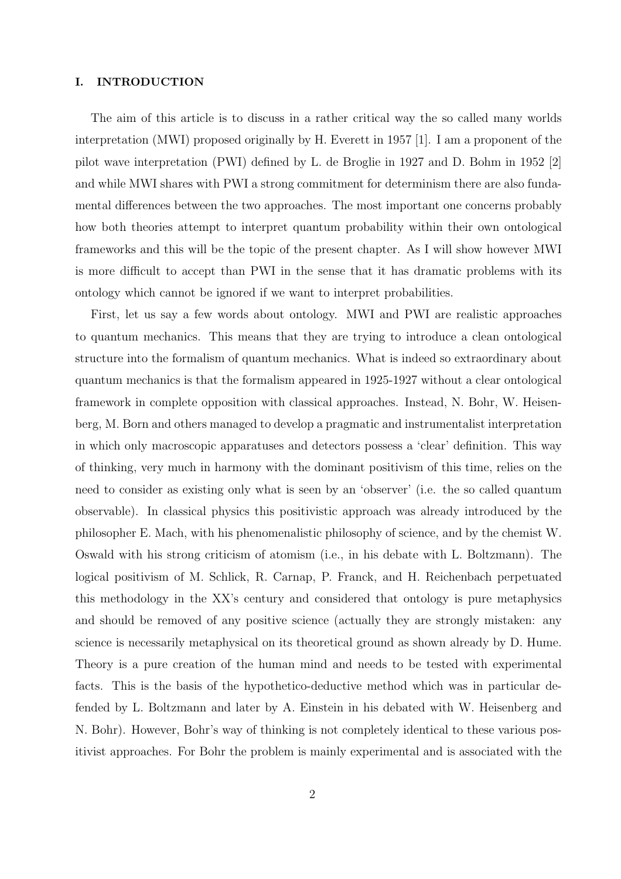## I. INTRODUCTION

The aim of this article is to discuss in a rather critical way the so called many worlds interpretation (MWI) proposed originally by H. Everett in 1957 [1]. I am a proponent of the pilot wave interpretation (PWI) defined by L. de Broglie in 1927 and D. Bohm in 1952 [2] and while MWI shares with PWI a strong commitment for determinism there are also fundamental differences between the two approaches. The most important one concerns probably how both theories attempt to interpret quantum probability within their own ontological frameworks and this will be the topic of the present chapter. As I will show however MWI is more difficult to accept than PWI in the sense that it has dramatic problems with its ontology which cannot be ignored if we want to interpret probabilities.

First, let us say a few words about ontology. MWI and PWI are realistic approaches to quantum mechanics. This means that they are trying to introduce a clean ontological structure into the formalism of quantum mechanics. What is indeed so extraordinary about quantum mechanics is that the formalism appeared in 1925-1927 without a clear ontological framework in complete opposition with classical approaches. Instead, N. Bohr, W. Heisenberg, M. Born and others managed to develop a pragmatic and instrumentalist interpretation in which only macroscopic apparatuses and detectors possess a 'clear' definition. This way of thinking, very much in harmony with the dominant positivism of this time, relies on the need to consider as existing only what is seen by an 'observer' (i.e. the so called quantum observable). In classical physics this positivistic approach was already introduced by the philosopher E. Mach, with his phenomenalistic philosophy of science, and by the chemist W. Oswald with his strong criticism of atomism (i.e., in his debate with L. Boltzmann). The logical positivism of M. Schlick, R. Carnap, P. Franck, and H. Reichenbach perpetuated this methodology in the XX's century and considered that ontology is pure metaphysics and should be removed of any positive science (actually they are strongly mistaken: any science is necessarily metaphysical on its theoretical ground as shown already by D. Hume. Theory is a pure creation of the human mind and needs to be tested with experimental facts. This is the basis of the hypothetico-deductive method which was in particular defended by L. Boltzmann and later by A. Einstein in his debated with W. Heisenberg and N. Bohr). However, Bohr's way of thinking is not completely identical to these various positivist approaches. For Bohr the problem is mainly experimental and is associated with the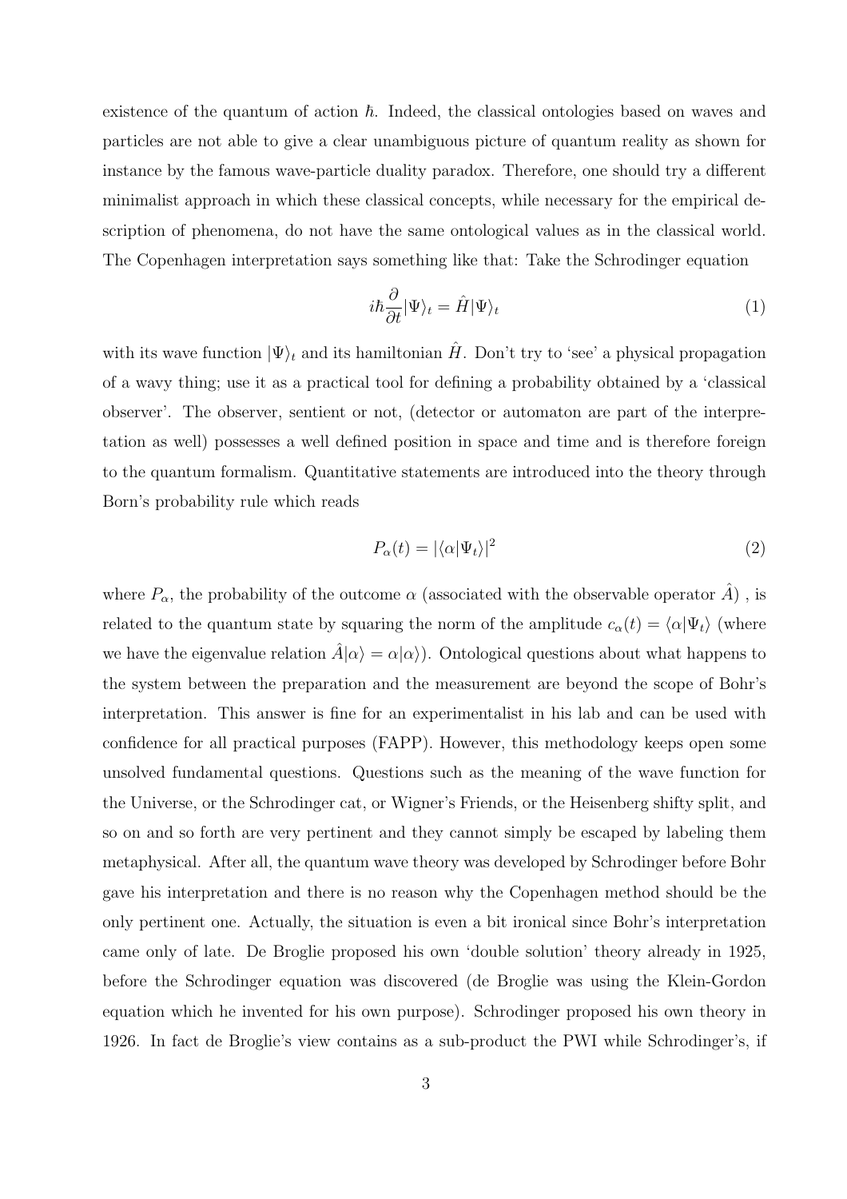existence of the quantum of action $\hbar$. Indeed, the classical ontologies based on waves and particles are not able to give a clear unambiguous picture of quantum reality as shown for instance by the famous wave-particle duality paradox. Therefore, one should try a different minimalist approach in which these classical concepts, while necessary for the empirical description of phenomena, do not have the same ontological values as in the classical world. The Copenhagen interpretation says something like that: Take the Schrodinger equation

$$i\hbar\frac{\partial}{\partial t}|\Psi\rangle_t = \hat{H}|\Psi\rangle_t \tag{1}$$

with its wave function $|\Psi\rangle_t$ and its hamiltonian $\hat{H}$. Don't try to 'see' a physical propagation of a wavy thing; use it as a practical tool for defining a probability obtained by a 'classical observer'. The observer, sentient or not, (detector or automaton are part of the interpretation as well) possesses a well defined position in space and time and is therefore foreign to the quantum formalism. Quantitative statements are introduced into the theory through Born's probability rule which reads

$$P_\alpha(t) = |\langle\alpha|\Psi_t\rangle|^2 \tag{2}$$

where $P_\alpha$, the probability of the outcome $\alpha$ (associated with the observable operator $\hat{A}$) , is related to the quantum state by squaring the norm of the amplitude $c_\alpha(t) = \langle\alpha|\Psi_t\rangle$ (where we have the eigenvalue relation $\hat{A}|\alpha\rangle = \alpha|\alpha\rangle$). Ontological questions about what happens to the system between the preparation and the measurement are beyond the scope of Bohr's interpretation. This answer is fine for an experimentalist in his lab and can be used with confidence for all practical purposes (FAPP). However, this methodology keeps open some unsolved fundamental questions. Questions such as the meaning of the wave function for the Universe, or the Schrodinger cat, or Wigner's Friends, or the Heisenberg shifty split, and so on and so forth are very pertinent and they cannot simply be escaped by labeling them metaphysical. After all, the quantum wave theory was developed by Schrodinger before Bohr gave his interpretation and there is no reason why the Copenhagen method should be the only pertinent one. Actually, the situation is even a bit ironical since Bohr's interpretation came only of late. De Broglie proposed his own 'double solution' theory already in 1925, before the Schrodinger equation was discovered (de Broglie was using the Klein-Gordon equation which he invented for his own purpose). Schrodinger proposed his own theory in 1926. In fact de Broglie's view contains as a sub-product the PWI while Schrodinger's, if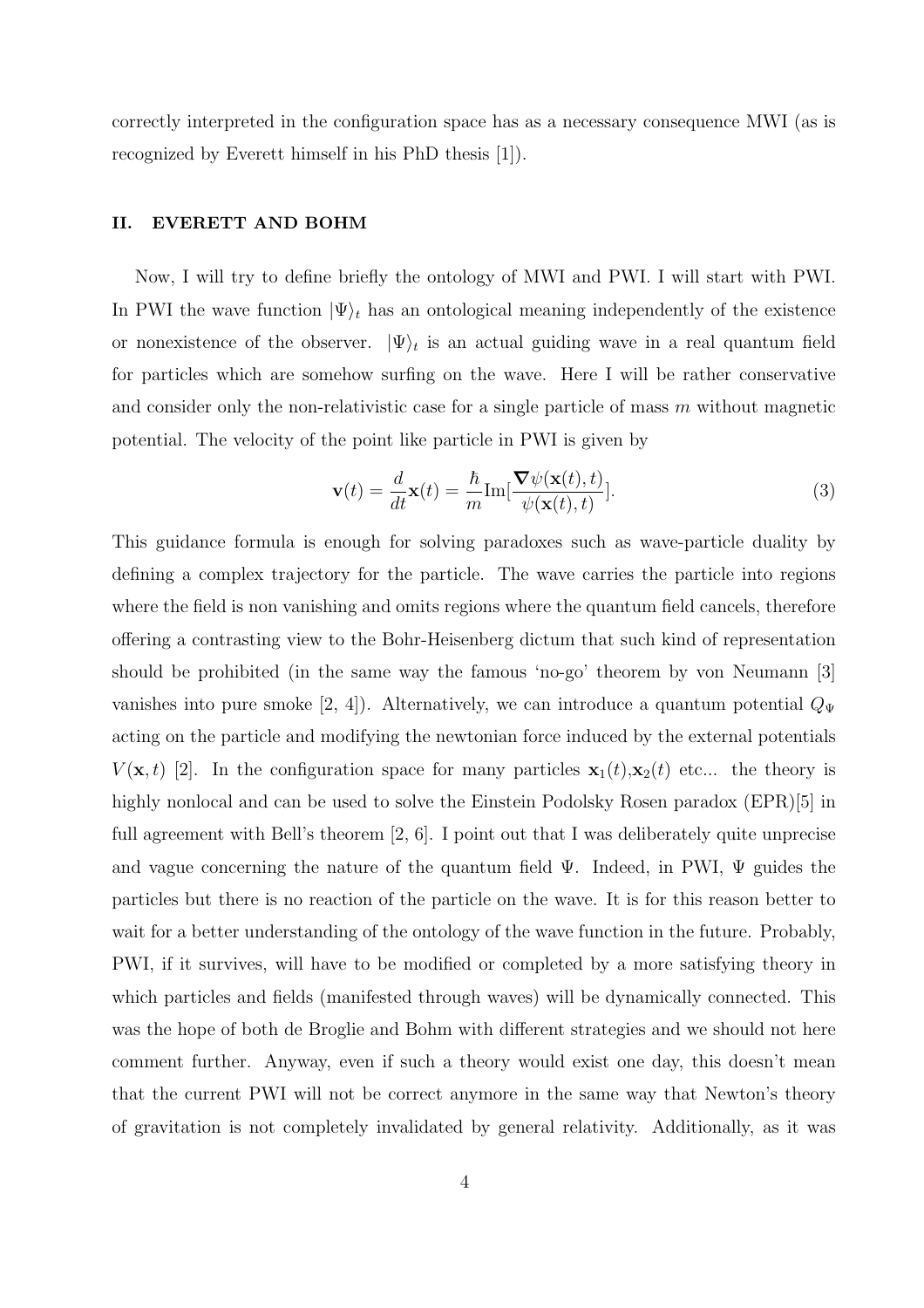correctly interpreted in the configuration space has as a necessary consequence MWI (as is recognized by Everett himself in his PhD thesis [1]).

## II. EVERETT AND BOHM

Now, I will try to define briefly the ontology of MWI and PWI. I will start with PWI. In PWI the wave function $|\Psi\rangle_t$ has an ontological meaning independently of the existence or nonexistence of the observer. $|\Psi\rangle_t$ is an actual guiding wave in a real quantum field for particles which are somehow surfing on the wave. Here I will be rather conservative and consider only the non-relativistic case for a single particle of mass $m$ without magnetic potential. The velocity of the point like particle in PWI is given by

$$\mathbf{v}(t) = \frac{d}{dt}\mathbf{x}(t) = \frac{\hbar}{m}\text{Im}[\frac{\boldsymbol{\nabla}\psi(\mathbf{x}(t),t)}{\psi(\mathbf{x}(t),t)}]. \tag{3}$$

This guidance formula is enough for solving paradoxes such as wave-particle duality by defining a complex trajectory for the particle. The wave carries the particle into regions where the field is non vanishing and omits regions where the quantum field cancels, therefore offering a contrasting view to the Bohr-Heisenberg dictum that such kind of representation should be prohibited (in the same way the famous 'no-go' theorem by von Neumann [3] vanishes into pure smoke [2, 4]). Alternatively, we can introduce a quantum potential $Q_\Psi$ acting on the particle and modifying the newtonian force induced by the external potentials $V(\mathbf{x}, t)$ [2]. In the configuration space for many particles $\mathbf{x}_1(t)$,$\mathbf{x}_2(t)$ etc... the theory is highly nonlocal and can be used to solve the Einstein Podolsky Rosen paradox (EPR)[5] in full agreement with Bell's theorem [2, 6]. I point out that I was deliberately quite unprecise and vague concerning the nature of the quantum field $\Psi$. Indeed, in PWI, $\Psi$ guides the particles but there is no reaction of the particle on the wave. It is for this reason better to wait for a better understanding of the ontology of the wave function in the future. Probably, PWI, if it survives, will have to be modified or completed by a more satisfying theory in which particles and fields (manifested through waves) will be dynamically connected. This was the hope of both de Broglie and Bohm with different strategies and we should not here comment further. Anyway, even if such a theory would exist one day, this doesn't mean that the current PWI will not be correct anymore in the same way that Newton's theory of gravitation is not completely invalidated by general relativity. Additionally, as it was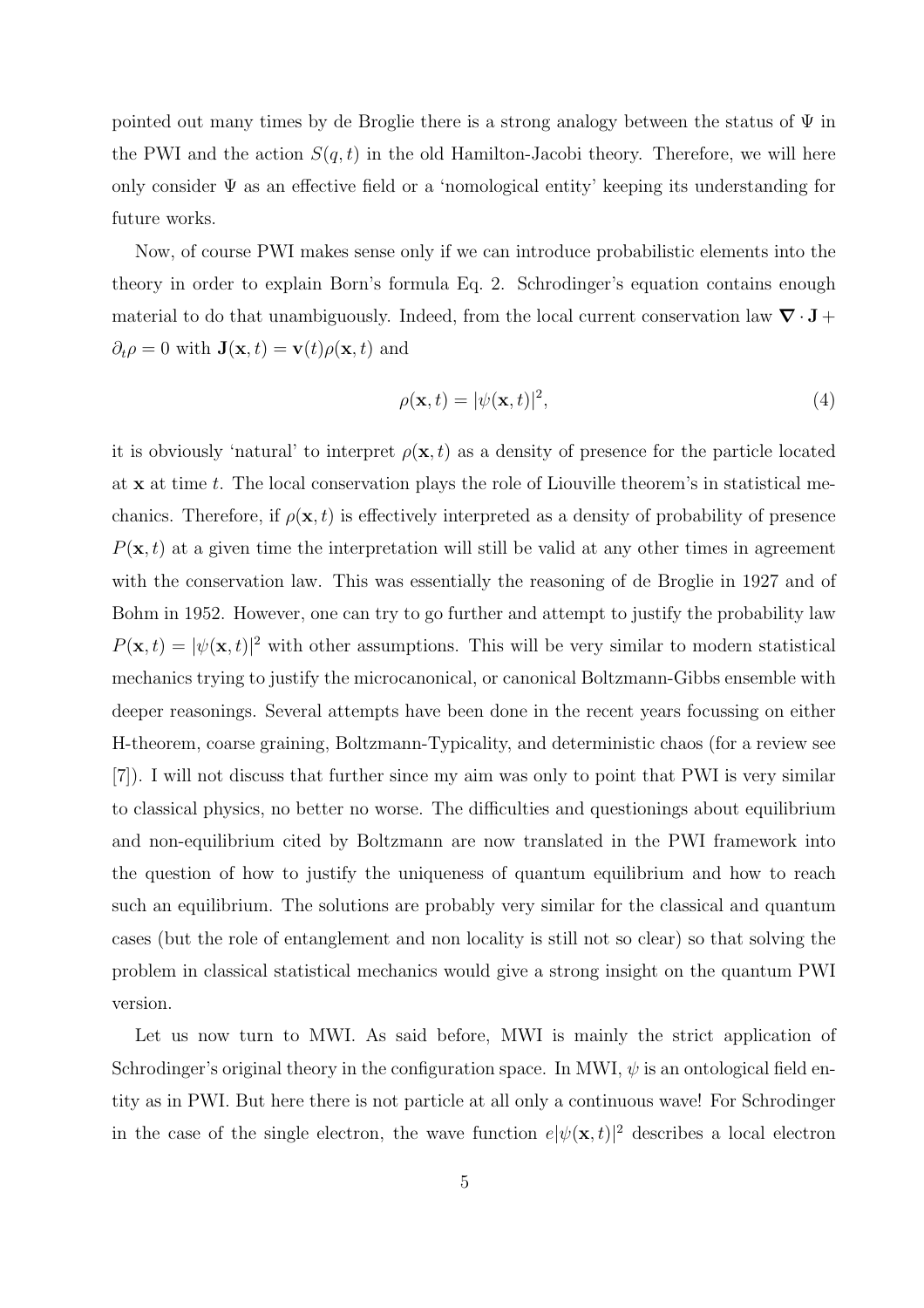pointed out many times by de Broglie there is a strong analogy between the status of $\Psi$ in the PWI and the action $S(q,t)$ in the old Hamilton-Jacobi theory. Therefore, we will here only consider $\Psi$ as an effective field or a 'nomological entity' keeping its understanding for future works.

Now, of course PWI makes sense only if we can introduce probabilistic elements into the theory in order to explain Born's formula Eq. 2. Schrodinger's equation contains enough material to do that unambiguously. Indeed, from the local current conservation law $\boldsymbol{\nabla} \cdot \mathbf{J} + \partial_t \rho = 0$ with $\mathbf{J}(\mathbf{x}, t) = \mathbf{v}(t)\rho(\mathbf{x}, t)$ and

$$\rho(\mathbf{x}, t) = |\psi(\mathbf{x}, t)|^2, \tag{4}$$

it is obviously 'natural' to interpret $\rho(\mathbf{x}, t)$ as a density of presence for the particle located at $\mathbf{x}$ at time $t$. The local conservation plays the role of Liouville theorem's in statistical mechanics. Therefore, if $\rho(\mathbf{x}, t)$ is effectively interpreted as a density of probability of presence $P(\mathbf{x}, t)$ at a given time the interpretation will still be valid at any other times in agreement with the conservation law. This was essentially the reasoning of de Broglie in 1927 and of Bohm in 1952. However, one can try to go further and attempt to justify the probability law $P(\mathbf{x}, t) = |\psi(\mathbf{x}, t)|^2$ with other assumptions. This will be very similar to modern statistical mechanics trying to justify the microcanonical, or canonical Boltzmann-Gibbs ensemble with deeper reasonings. Several attempts have been done in the recent years focussing on either H-theorem, coarse graining, Boltzmann-Typicality, and deterministic chaos (for a review see [7]). I will not discuss that further since my aim was only to point that PWI is very similar to classical physics, no better no worse. The difficulties and questionings about equilibrium and non-equilibrium cited by Boltzmann are now translated in the PWI framework into the question of how to justify the uniqueness of quantum equilibrium and how to reach such an equilibrium. The solutions are probably very similar for the classical and quantum cases (but the role of entanglement and non locality is still not so clear) so that solving the problem in classical statistical mechanics would give a strong insight on the quantum PWI version.

Let us now turn to MWI. As said before, MWI is mainly the strict application of Schrodinger's original theory in the configuration space. In MWI, $\psi$ is an ontological field entity as in PWI. But here there is not particle at all only a continuous wave! For Schrodinger in the case of the single electron, the wave function $e|\psi(\mathbf{x}, t)|^2$ describes a local electron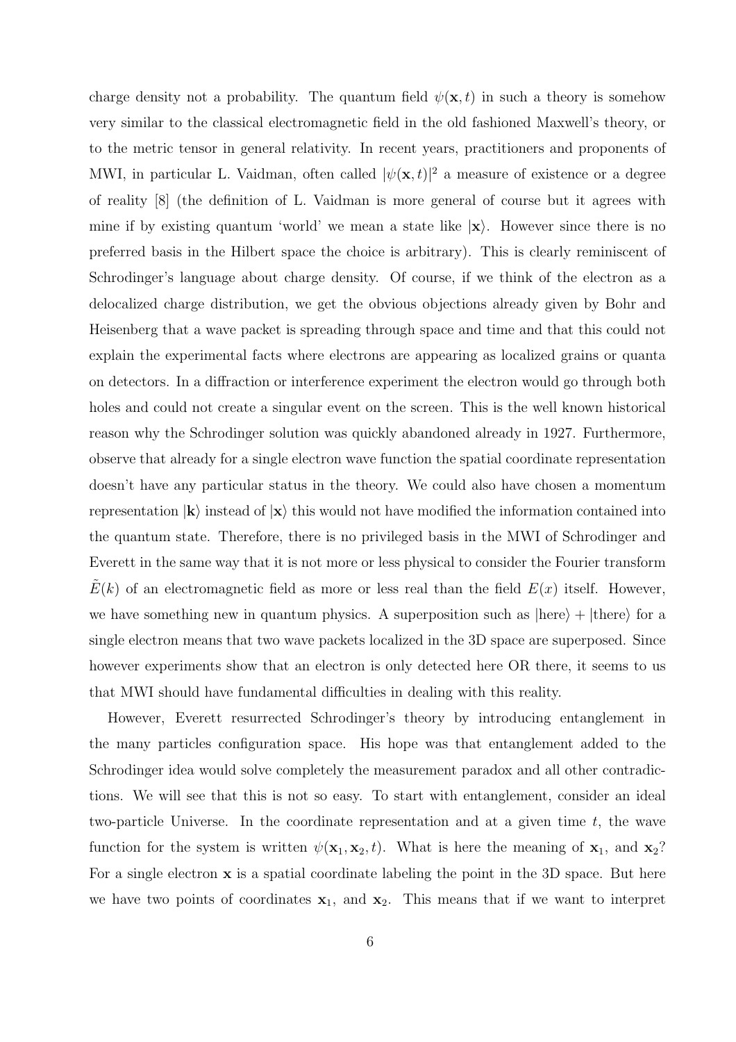charge density not a probability. The quantum field $\psi(\mathbf{x},t)$ in such a theory is somehow very similar to the classical electromagnetic field in the old fashioned Maxwell's theory, or to the metric tensor in general relativity. In recent years, practitioners and proponents of MWI, in particular L. Vaidman, often called $|\psi(\mathbf{x},t)|^2$ a measure of existence or a degree of reality [8] (the definition of L. Vaidman is more general of course but it agrees with mine if by existing quantum 'world' we mean a state like $|\mathbf{x}\rangle$. However since there is no preferred basis in the Hilbert space the choice is arbitrary). This is clearly reminiscent of Schrodinger's language about charge density. Of course, if we think of the electron as a delocalized charge distribution, we get the obvious objections already given by Bohr and Heisenberg that a wave packet is spreading through space and time and that this could not explain the experimental facts where electrons are appearing as localized grains or quanta on detectors. In a diffraction or interference experiment the electron would go through both holes and could not create a singular event on the screen. This is the well known historical reason why the Schrodinger solution was quickly abandoned already in 1927. Furthermore, observe that already for a single electron wave function the spatial coordinate representation doesn't have any particular status in the theory. We could also have chosen a momentum representation $|\mathbf{k}\rangle$ instead of $|\mathbf{x}\rangle$ this would not have modified the information contained into the quantum state. Therefore, there is no privileged basis in the MWI of Schrodinger and Everett in the same way that it is not more or less physical to consider the Fourier transform $\tilde{E}(k)$ of an electromagnetic field as more or less real than the field $E(x)$ itself. However, we have something new in quantum physics. A superposition such as $|\text{here}\rangle + |\text{there}\rangle$ for a single electron means that two wave packets localized in the 3D space are superposed. Since however experiments show that an electron is only detected here OR there, it seems to us that MWI should have fundamental difficulties in dealing with this reality.

However, Everett resurrected Schrodinger's theory by introducing entanglement in the many particles configuration space. His hope was that entanglement added to the Schrodinger idea would solve completely the measurement paradox and all other contradictions. We will see that this is not so easy. To start with entanglement, consider an ideal two-particle Universe. In the coordinate representation and at a given time $t$, the wave function for the system is written $\psi(\mathbf{x}_1, \mathbf{x}_2, t)$. What is here the meaning of $\mathbf{x}_1$, and $\mathbf{x}_2$? For a single electron $\mathbf{x}$ is a spatial coordinate labeling the point in the 3D space. But here we have two points of coordinates $\mathbf{x}_1$, and $\mathbf{x}_2$. This means that if we want to interpret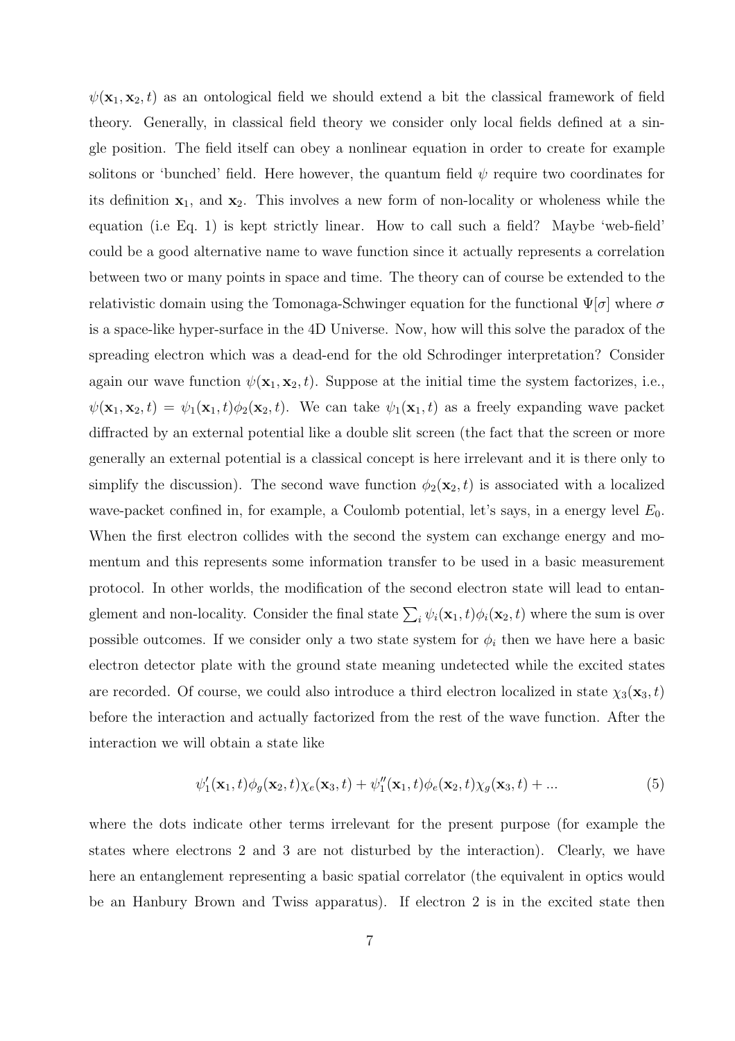$\psi(\mathbf{x}_1, \mathbf{x}_2, t)$ as an ontological field we should extend a bit the classical framework of field theory. Generally, in classical field theory we consider only local fields defined at a single position. The field itself can obey a nonlinear equation in order to create for example solitons or 'bunched' field. Here however, the quantum field $\psi$ require two coordinates for its definition $\mathbf{x}_1$, and $\mathbf{x}_2$. This involves a new form of non-locality or wholeness while the equation (i.e Eq. 1) is kept strictly linear. How to call such a field? Maybe 'web-field' could be a good alternative name to wave function since it actually represents a correlation between two or many points in space and time. The theory can of course be extended to the relativistic domain using the Tomonaga-Schwinger equation for the functional $\Psi[\sigma]$ where $\sigma$ is a space-like hyper-surface in the 4D Universe. Now, how will this solve the paradox of the spreading electron which was a dead-end for the old Schrodinger interpretation? Consider again our wave function $\psi(\mathbf{x}_1, \mathbf{x}_2, t)$. Suppose at the initial time the system factorizes, i.e., $\psi(\mathbf{x}_1, \mathbf{x}_2, t) = \psi_1(\mathbf{x}_1, t)\phi_2(\mathbf{x}_2, t)$. We can take $\psi_1(\mathbf{x}_1, t)$ as a freely expanding wave packet diffracted by an external potential like a double slit screen (the fact that the screen or more generally an external potential is a classical concept is here irrelevant and it is there only to simplify the discussion). The second wave function $\phi_2(\mathbf{x}_2, t)$ is associated with a localized wave-packet confined in, for example, a Coulomb potential, let's says, in a energy level $E_0$. When the first electron collides with the second the system can exchange energy and momentum and this represents some information transfer to be used in a basic measurement protocol. In other worlds, the modification of the second electron state will lead to entanglement and non-locality. Consider the final state $\sum_i \psi_i(\mathbf{x}_1, t)\phi_i(\mathbf{x}_2, t)$ where the sum is over possible outcomes. If we consider only a two state system for $\phi_i$ then we have here a basic electron detector plate with the ground state meaning undetected while the excited states are recorded. Of course, we could also introduce a third electron localized in state $\chi_3(\mathbf{x}_3, t)$ before the interaction and actually factorized from the rest of the wave function. After the interaction we will obtain a state like

$$\psi_1'(\mathbf{x}_1, t)\phi_g(\mathbf{x}_2, t)\chi_e(\mathbf{x}_3, t) + \psi_1''(\mathbf{x}_1, t)\phi_e(\mathbf{x}_2, t)\chi_g(\mathbf{x}_3, t) + ... \tag{5}$$

where the dots indicate other terms irrelevant for the present purpose (for example the states where electrons 2 and 3 are not disturbed by the interaction). Clearly, we have here an entanglement representing a basic spatial correlator (the equivalent in optics would be an Hanbury Brown and Twiss apparatus). If electron 2 is in the excited state then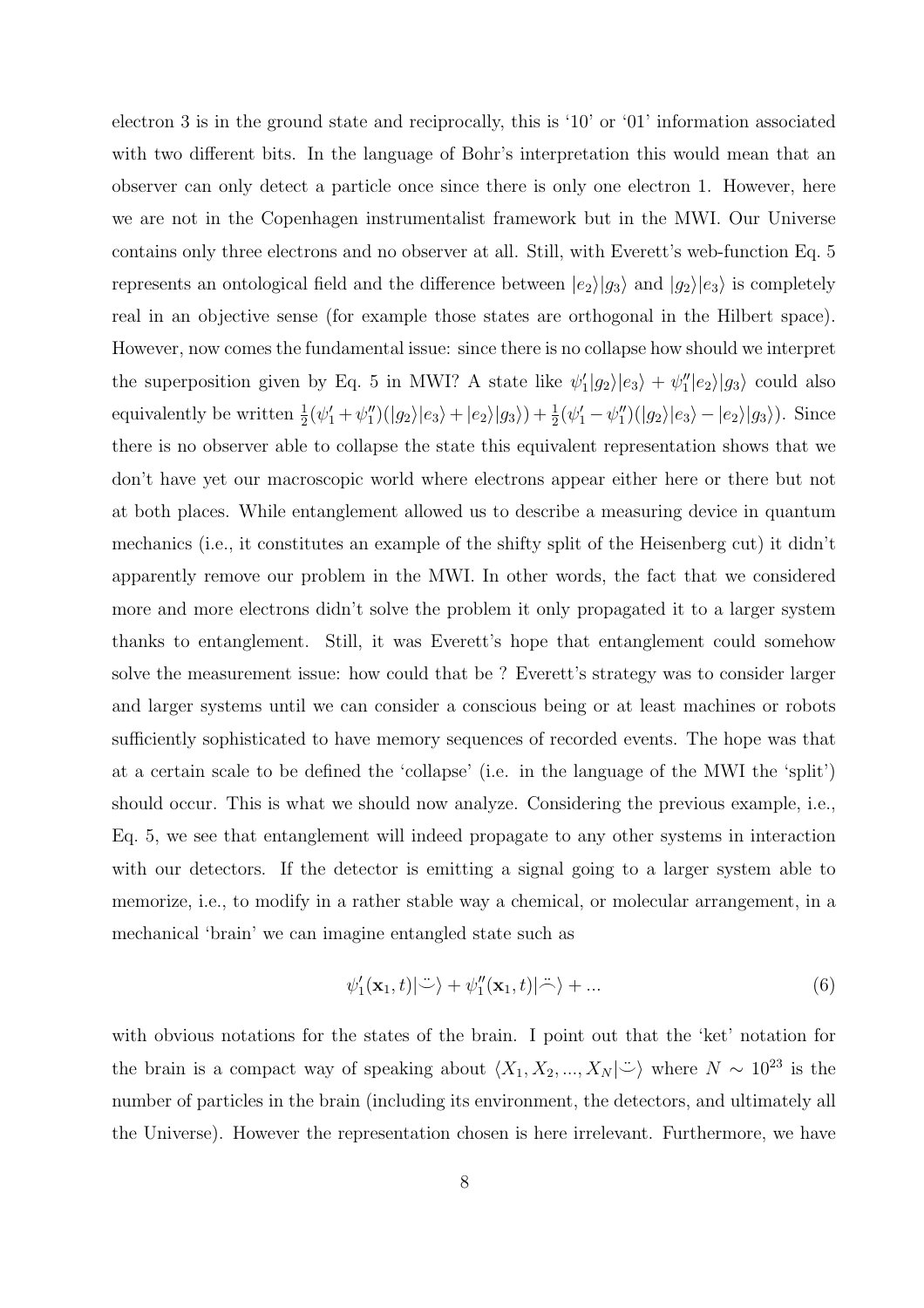electron 3 is in the ground state and reciprocally, this is '10' or '01' information associated with two different bits. In the language of Bohr's interpretation this would mean that an observer can only detect a particle once since there is only one electron 1. However, here we are not in the Copenhagen instrumentalist framework but in the MWI. Our Universe contains only three electrons and no observer at all. Still, with Everett's web-function Eq. 5 represents an ontological field and the difference between $|e_2\rangle|g_3\rangle$ and $|g_2\rangle|e_3\rangle$ is completely real in an objective sense (for example those states are orthogonal in the Hilbert space). However, now comes the fundamental issue: since there is no collapse how should we interpret the superposition given by Eq. 5 in MWI? A state like $\psi_1'|g_2\rangle|e_3\rangle + \psi_1''|e_2\rangle|g_3\rangle$ could also equivalently be written $\frac{1}{2}(\psi_1' + \psi_1'')(|g_2\rangle|e_3\rangle + |e_2\rangle|g_3\rangle) + \frac{1}{2}(\psi_1' - \psi_1'')(|g_2\rangle|e_3\rangle - |e_2\rangle|g_3\rangle)$. Since there is no observer able to collapse the state this equivalent representation shows that we don't have yet our macroscopic world where electrons appear either here or there but not at both places. While entanglement allowed us to describe a measuring device in quantum mechanics (i.e., it constitutes an example of the shifty split of the Heisenberg cut) it didn't apparently remove our problem in the MWI. In other words, the fact that we considered more and more electrons didn't solve the problem it only propagated it to a larger system thanks to entanglement. Still, it was Everett's hope that entanglement could somehow solve the measurement issue: how could that be ? Everett's strategy was to consider larger and larger systems until we can consider a conscious being or at least machines or robots sufficiently sophisticated to have memory sequences of recorded events. The hope was that at a certain scale to be defined the 'collapse' (i.e. in the language of the MWI the 'split') should occur. This is what we should now analyze. Considering the previous example, i.e., Eq. 5, we see that entanglement will indeed propagate to any other systems in interaction with our detectors. If the detector is emitting a signal going to a larger system able to memorize, i.e., to modify in a rather stable way a chemical, or molecular arrangement, in a mechanical 'brain' we can imagine entangled state such as

$$\psi_1'(\mathbf{x}_1, t)|\ddot{\smile}\rangle + \psi_1''(\mathbf{x}_1, t)|\ddot{\frown}\rangle + ... \tag{6}$$

with obvious notations for the states of the brain. I point out that the 'ket' notation for the brain is a compact way of speaking about $\langle X_1, X_2, ..., X_N|\ddot{\smile}\rangle$ where $N \sim 10^{23}$ is the number of particles in the brain (including its environment, the detectors, and ultimately all the Universe). However the representation chosen is here irrelevant. Furthermore, we have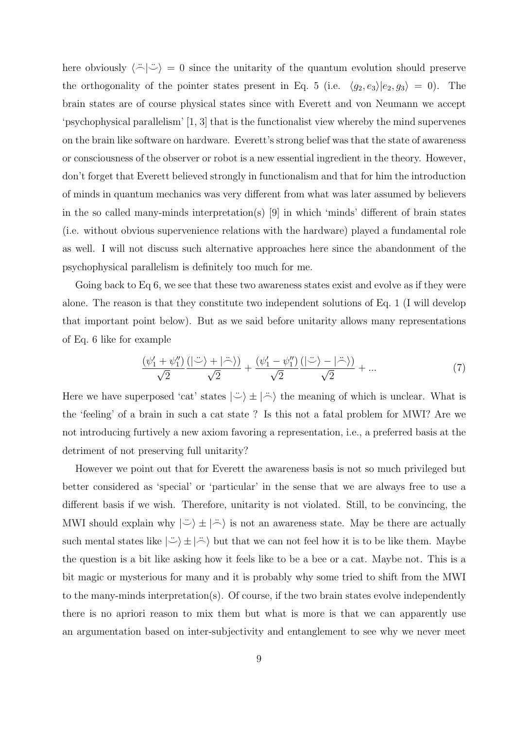here obviously $\langle \ddot{\frown} | \ddot{\smile} \rangle = 0$ since the unitarity of the quantum evolution should preserve the orthogonality of the pointer states present in Eq. 5 (i.e. $\langle g_2, e_3 \rangle | e_2, g_3 \rangle = 0$). The brain states are of course physical states since with Everett and von Neumann we accept 'psychophysical parallelism' [1, 3] that is the functionalist view whereby the mind supervenes on the brain like software on hardware. Everett's strong belief was that the state of awareness or consciousness of the observer or robot is a new essential ingredient in the theory. However, don't forget that Everett believed strongly in functionalism and that for him the introduction of minds in quantum mechanics was very different from what was later assumed by believers in the so called many-minds interpretation(s) [9] in which 'minds' different of brain states (i.e. without obvious supervenience relations with the hardware) played a fundamental role as well. I will not discuss such alternative approaches here since the abandonment of the psychophysical parallelism is definitely too much for me.

Going back to Eq 6, we see that these two awareness states exist and evolve as if they were alone. The reason is that they constitute two independent solutions of Eq. 1 (I will develop that important point below). But as we said before unitarity allows many representations of Eq. 6 like for example

$$\frac{(\psi_1' + \psi_1'')}{\sqrt{2}} \frac{(|\ddot{\smile}\rangle + |\ddot{\frown}\rangle)}{\sqrt{2}} + \frac{(\psi_1' - \psi_1'')}{\sqrt{2}} \frac{(|\ddot{\smile}\rangle - |\ddot{\frown}\rangle)}{\sqrt{2}} + ... \tag{7}$$

Here we have superposed 'cat' states $|\ddot{\smile}\rangle \pm |\ddot{\frown}\rangle$ the meaning of which is unclear. What is the 'feeling' of a brain in such a cat state ? Is this not a fatal problem for MWI? Are we not introducing furtively a new axiom favoring a representation, i.e., a preferred basis at the detriment of not preserving full unitarity?

However we point out that for Everett the awareness basis is not so much privileged but better considered as 'special' or 'particular' in the sense that we are always free to use a different basis if we wish. Therefore, unitarity is not violated. Still, to be convincing, the MWI should explain why $|\ddot{\smile}\rangle \pm |\ddot{\frown}\rangle$ is not an awareness state. May be there are actually such mental states like $|\ddot{\smile}\rangle \pm |\ddot{\frown}\rangle$ but that we can not feel how it is to be like them. Maybe the question is a bit like asking how it feels like to be a bee or a cat. Maybe not. This is a bit magic or mysterious for many and it is probably why some tried to shift from the MWI to the many-minds interpretation(s). Of course, if the two brain states evolve independently there is no apriori reason to mix them but what is more is that we can apparently use an argumentation based on inter-subjectivity and entanglement to see why we never meet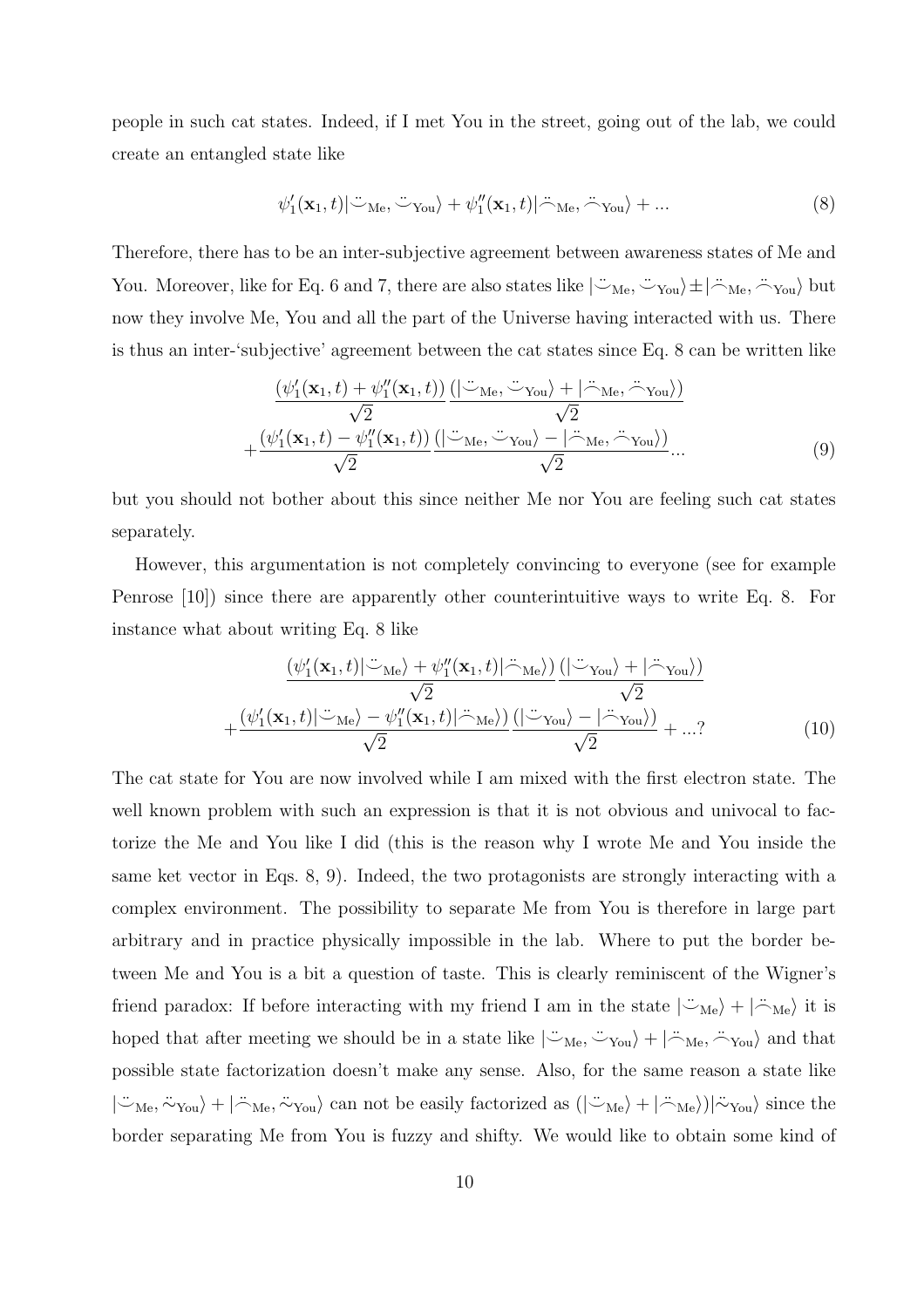people in such cat states. Indeed, if I met You in the street, going out of the lab, we could create an entangled state like

$$\psi_1'(\mathbf{x}_1,t)|\ddot\smile_{\text{Me}},\ddot\smile_{\text{You}}\rangle+\psi_1''(\mathbf{x}_1,t)|\ddot\frown_{\text{Me}},\ddot\frown_{\text{You}}\rangle+... \tag{8}$$

Therefore, there has to be an inter-subjective agreement between awareness states of Me and You. Moreover, like for Eq. 6 and 7, there are also states like $|\ddot\smile_{\text{Me}},\ddot\smile_{\text{You}}\rangle\pm|\ddot\frown_{\text{Me}},\ddot\frown_{\text{You}}\rangle$ but now they involve Me, You and all the part of the Universe having interacted with us. There is thus an inter-'subjective' agreement between the cat states since Eq. 8 can be written like

$$\begin{aligned}&\frac{(\psi_1'(\mathbf{x}_1,t)+\psi_1''(\mathbf{x}_1,t))}{\sqrt{2}}\frac{(|\ddot\smile_{\text{Me}},\ddot\smile_{\text{You}}\rangle+|\ddot\frown_{\text{Me}},\ddot\frown_{\text{You}}\rangle)}{\sqrt{2}}\\ +&\frac{(\psi_1'(\mathbf{x}_1,t)-\psi_1''(\mathbf{x}_1,t))}{\sqrt{2}}\frac{(|\ddot\smile_{\text{Me}},\ddot\smile_{\text{You}}\rangle-|\ddot\frown_{\text{Me}},\ddot\frown_{\text{You}}\rangle)}{\sqrt{2}}...\end{aligned} \tag{9}$$

but you should not bother about this since neither Me nor You are feeling such cat states separately.

However, this argumentation is not completely convincing to everyone (see for example Penrose [10]) since there are apparently other counterintuitive ways to write Eq. 8. For instance what about writing Eq. 8 like

$$\begin{aligned}&\frac{(\psi_1'(\mathbf{x}_1,t)|\ddot\smile_{\text{Me}}\rangle+\psi_1''(\mathbf{x}_1,t)|\ddot\frown_{\text{Me}}\rangle)}{\sqrt{2}}\frac{(|\ddot\smile_{\text{You}}\rangle+|\ddot\frown_{\text{You}}\rangle)}{\sqrt{2}}\\ +&\frac{(\psi_1'(\mathbf{x}_1,t)|\ddot\smile_{\text{Me}}\rangle-\psi_1''(\mathbf{x}_1,t)|\ddot\frown_{\text{Me}}\rangle)}{\sqrt{2}}\frac{(|\ddot\smile_{\text{You}}\rangle-|\ddot\frown_{\text{You}}\rangle)}{\sqrt{2}}+...?\end{aligned} \tag{10}$$

The cat state for You are now involved while I am mixed with the first electron state. The well known problem with such an expression is that it is not obvious and univocal to factorize the Me and You like I did (this is the reason why I wrote Me and You inside the same ket vector in Eqs. 8, 9). Indeed, the two protagonists are strongly interacting with a complex environment. The possibility to separate Me from You is therefore in large part arbitrary and in practice physically impossible in the lab. Where to put the border between Me and You is a bit a question of taste. This is clearly reminiscent of the Wigner's friend paradox: If before interacting with my friend I am in the state $|\ddot\smile_{\text{Me}}\rangle+|\ddot\frown_{\text{Me}}\rangle$ it is hoped that after meeting we should be in a state like $|\ddot\smile_{\text{Me}},\ddot\smile_{\text{You}}\rangle+|\ddot\frown_{\text{Me}},\ddot\frown_{\text{You}}\rangle$ and that possible state factorization doesn't make any sense. Also, for the same reason a state like $|\ddot\smile_{\text{Me}},\ddot\sim_{\text{You}}\rangle+|\ddot\frown_{\text{Me}},\ddot\sim_{\text{You}}\rangle$ can not be easily factorized as $(|\ddot\smile_{\text{Me}}\rangle+|\ddot\frown_{\text{Me}}\rangle)|\ddot\sim_{\text{You}}\rangle$ since the border separating Me from You is fuzzy and shifty. We would like to obtain some kind of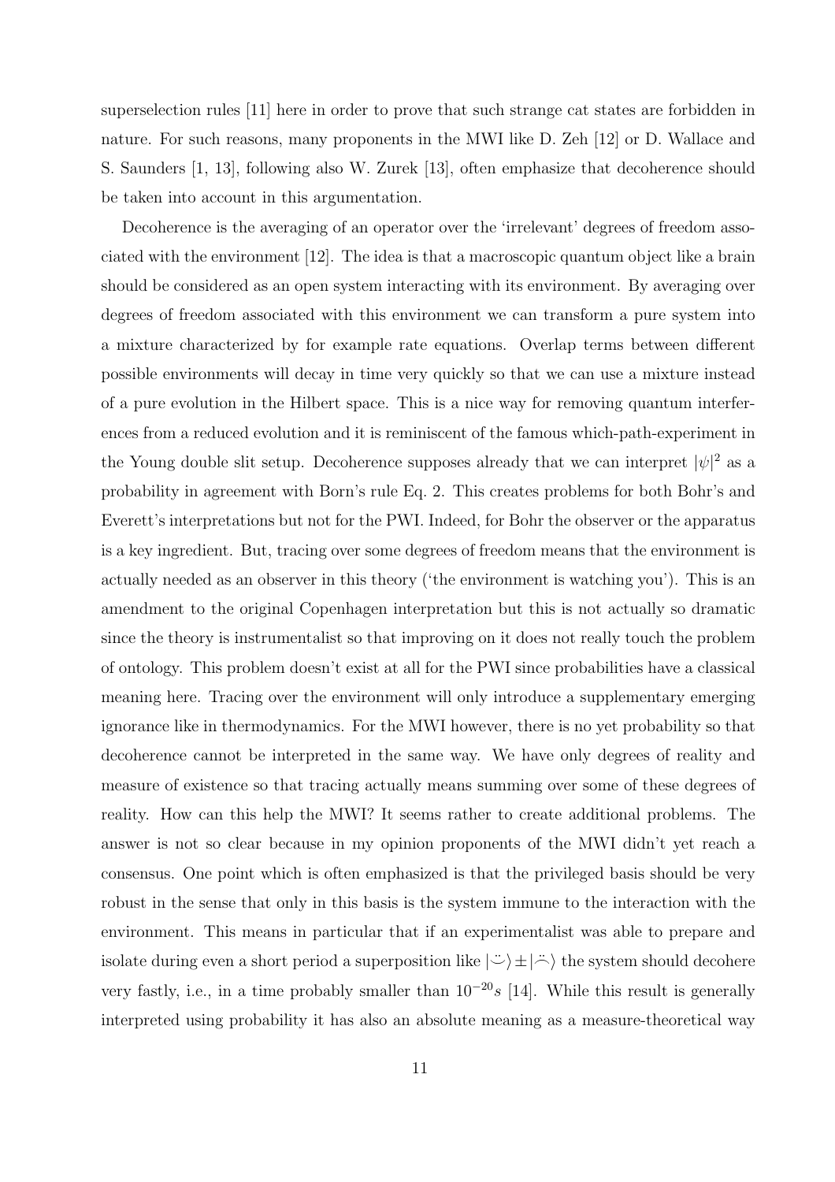superselection rules [11] here in order to prove that such strange cat states are forbidden in nature. For such reasons, many proponents in the MWI like D. Zeh [12] or D. Wallace and S. Saunders [1, 13], following also W. Zurek [13], often emphasize that decoherence should be taken into account in this argumentation.

Decoherence is the averaging of an operator over the 'irrelevant' degrees of freedom associated with the environment [12]. The idea is that a macroscopic quantum object like a brain should be considered as an open system interacting with its environment. By averaging over degrees of freedom associated with this environment we can transform a pure system into a mixture characterized by for example rate equations. Overlap terms between different possible environments will decay in time very quickly so that we can use a mixture instead of a pure evolution in the Hilbert space. This is a nice way for removing quantum interferences from a reduced evolution and it is reminiscent of the famous which-path-experiment in the Young double slit setup. Decoherence supposes already that we can interpret $|\psi|^2$ as a probability in agreement with Born's rule Eq. 2. This creates problems for both Bohr's and Everett's interpretations but not for the PWI. Indeed, for Bohr the observer or the apparatus is a key ingredient. But, tracing over some degrees of freedom means that the environment is actually needed as an observer in this theory ('the environment is watching you'). This is an amendment to the original Copenhagen interpretation but this is not actually so dramatic since the theory is instrumentalist so that improving on it does not really touch the problem of ontology. This problem doesn't exist at all for the PWI since probabilities have a classical meaning here. Tracing over the environment will only introduce a supplementary emerging ignorance like in thermodynamics. For the MWI however, there is no yet probability so that decoherence cannot be interpreted in the same way. We have only degrees of reality and measure of existence so that tracing actually means summing over some of these degrees of reality. How can this help the MWI? It seems rather to create additional problems. The answer is not so clear because in my opinion proponents of the MWI didn't yet reach a consensus. One point which is often emphasized is that the privileged basis should be very robust in the sense that only in this basis is the system immune to the interaction with the environment. This means in particular that if an experimentalist was able to prepare and isolate during even a short period a superposition like $|\smile\rangle \pm |\frown\rangle$ the system should decohere very fastly, i.e., in a time probably smaller than $10^{-20}s$ [14]. While this result is generally interpreted using probability it has also an absolute meaning as a measure-theoretical way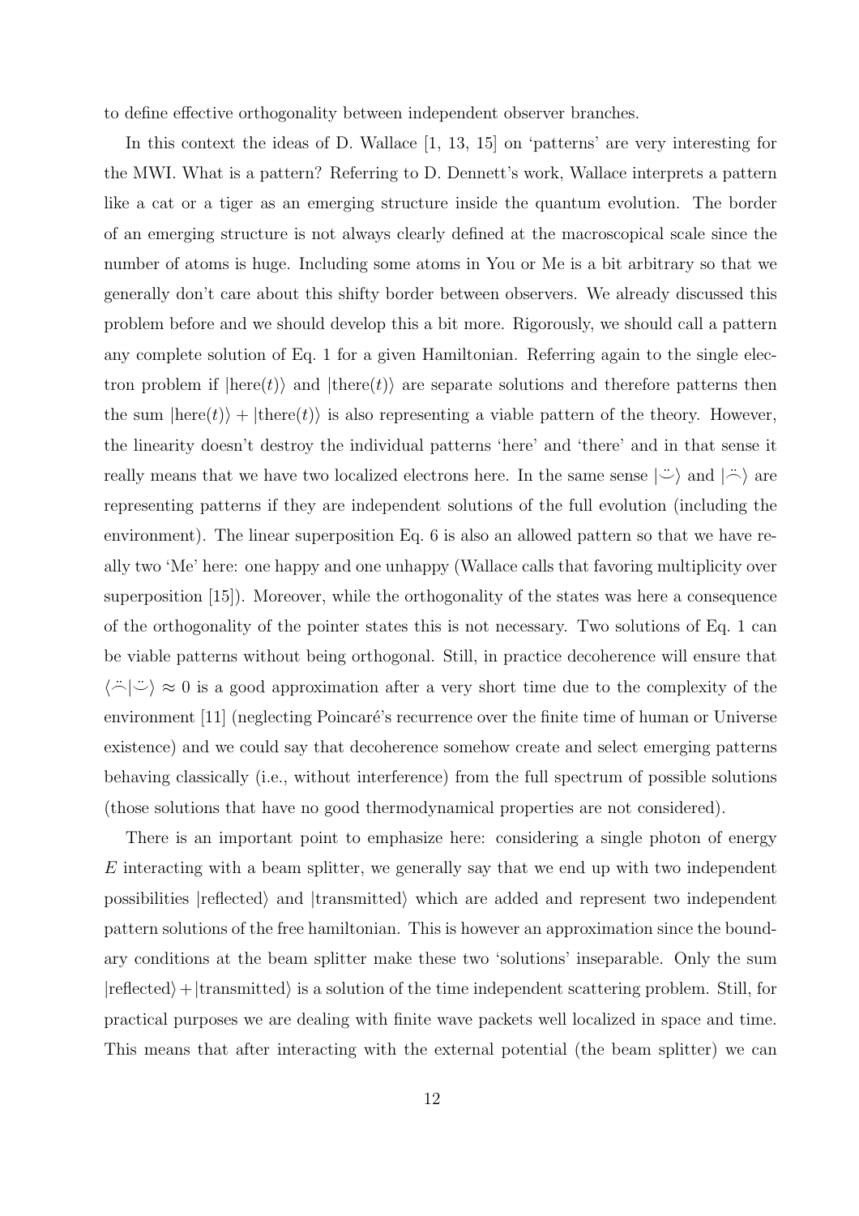to define effective orthogonality between independent observer branches.

In this context the ideas of D. Wallace [1, 13, 15] on 'patterns' are very interesting for the MWI. What is a pattern? Referring to D. Dennett's work, Wallace interprets a pattern like a cat or a tiger as an emerging structure inside the quantum evolution. The border of an emerging structure is not always clearly defined at the macroscopical scale since the number of atoms is huge. Including some atoms in You or Me is a bit arbitrary so that we generally don't care about this shifty border between observers. We already discussed this problem before and we should develop this a bit more. Rigorously, we should call a pattern any complete solution of Eq. 1 for a given Hamiltonian. Referring again to the single electron problem if $|\text{here}(t)\rangle$ and $|\text{there}(t)\rangle$ are separate solutions and therefore patterns then the sum $|\text{here}(t)\rangle + |\text{there}(t)\rangle$ is also representing a viable pattern of the theory. However, the linearity doesn't destroy the individual patterns 'here' and 'there' and in that sense it really means that we have two localized electrons here. In the same sense $|\smile\rangle$ and $|\frown\rangle$ are representing patterns if they are independent solutions of the full evolution (including the environment). The linear superposition Eq. 6 is also an allowed pattern so that we have really two 'Me' here: one happy and one unhappy (Wallace calls that favoring multiplicity over superposition [15]). Moreover, while the orthogonality of the states was here a consequence of the orthogonality of the pointer states this is not necessary. Two solutions of Eq. 1 can be viable patterns without being orthogonal. Still, in practice decoherence will ensure that $\langle\frown|\smile\rangle \approx 0$ is a good approximation after a very short time due to the complexity of the environment [11] (neglecting Poincaré's recurrence over the finite time of human or Universe existence) and we could say that decoherence somehow create and select emerging patterns behaving classically (i.e., without interference) from the full spectrum of possible solutions (those solutions that have no good thermodynamical properties are not considered).

There is an important point to emphasize here: considering a single photon of energy $E$ interacting with a beam splitter, we generally say that we end up with two independent possibilities $|\text{reflected}\rangle$ and $|\text{transmitted}\rangle$ which are added and represent two independent pattern solutions of the free hamiltonian. This is however an approximation since the boundary conditions at the beam splitter make these two 'solutions' inseparable. Only the sum $|\text{reflected}\rangle + |\text{transmitted}\rangle$ is a solution of the time independent scattering problem. Still, for practical purposes we are dealing with finite wave packets well localized in space and time. This means that after interacting with the external potential (the beam splitter) we can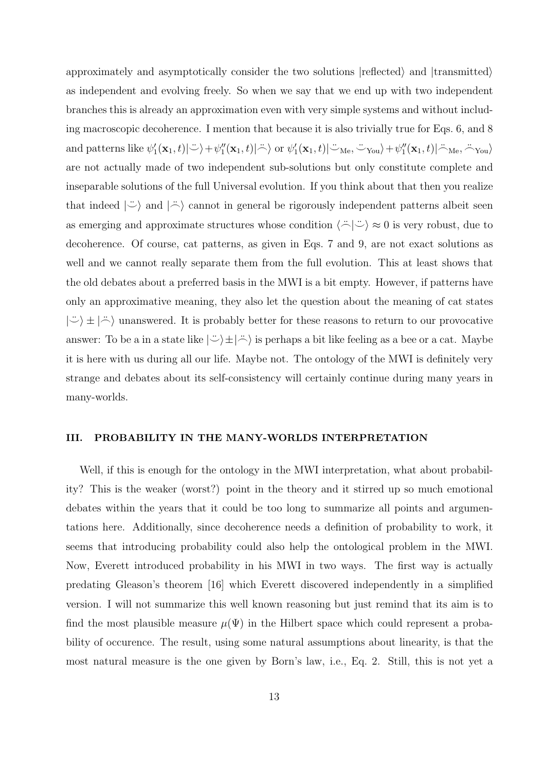approximately and asymptotically consider the two solutions $|\text{reflected}\rangle$ and $|\text{transmitted}\rangle$ as independent and evolving freely. So when we say that we end up with two independent branches this is already an approximation even with very simple systems and without including macroscopic decoherence. I mention that because it is also trivially true for Eqs. 6, and 8 and patterns like $\psi_1'(\mathbf{x}_1,t)|\ddot{\smile}\rangle+\psi_1''(\mathbf{x}_1,t)|\ddot{\frown}\rangle$ or $\psi_1'(\mathbf{x}_1,t)|\ddot{\smile}_{\text{Me}},\ddot{\smile}_{\text{You}}\rangle+\psi_1''(\mathbf{x}_1,t)|\ddot{\frown}_{\text{Me}},\ddot{\frown}_{\text{You}}\rangle$ are not actually made of two independent sub-solutions but only constitute complete and inseparable solutions of the full Universal evolution. If you think about that then you realize that indeed $|\ddot{\smile}\rangle$ and $|\ddot{\frown}\rangle$ cannot in general be rigorously independent patterns albeit seen as emerging and approximate structures whose condition $\langle\ddot{\frown}|\ddot{\smile}\rangle \approx 0$ is very robust, due to decoherence. Of course, cat patterns, as given in Eqs. 7 and 9, are not exact solutions as well and we cannot really separate them from the full evolution. This at least shows that the old debates about a preferred basis in the MWI is a bit empty. However, if patterns have only an approximative meaning, they also let the question about the meaning of cat states $|\ddot{\smile}\rangle \pm |\ddot{\frown}\rangle$ unanswered. It is probably better for these reasons to return to our provocative answer: To be a in a state like $|\ddot{\smile}\rangle \pm |\ddot{\frown}\rangle$ is perhaps a bit like feeling as a bee or a cat. Maybe it is here with us during all our life. Maybe not. The ontology of the MWI is definitely very strange and debates about its self-consistency will certainly continue during many years in many-worlds.

### III. PROBABILITY IN THE MANY-WORLDS INTERPRETATION

Well, if this is enough for the ontology in the MWI interpretation, what about probability? This is the weaker (worst?) point in the theory and it stirred up so much emotional debates within the years that it could be too long to summarize all points and argumentations here. Additionally, since decoherence needs a definition of probability to work, it seems that introducing probability could also help the ontological problem in the MWI. Now, Everett introduced probability in his MWI in two ways. The first way is actually predating Gleason's theorem [16] which Everett discovered independently in a simplified version. I will not summarize this well known reasoning but just remind that its aim is to find the most plausible measure $\mu(\Psi)$ in the Hilbert space which could represent a probability of occurence. The result, using some natural assumptions about linearity, is that the most natural measure is the one given by Born's law, i.e., Eq. 2. Still, this is not yet a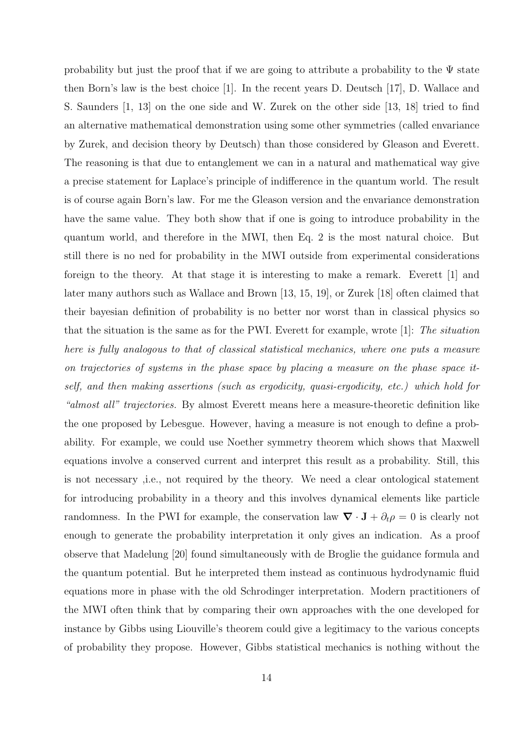probability but just the proof that if we are going to attribute a probability to the $\Psi$ state then Born's law is the best choice [1]. In the recent years D. Deutsch [17], D. Wallace and S. Saunders [1, 13] on the one side and W. Zurek on the other side [13, 18] tried to find an alternative mathematical demonstration using some other symmetries (called envariance by Zurek, and decision theory by Deutsch) than those considered by Gleason and Everett. The reasoning is that due to entanglement we can in a natural and mathematical way give a precise statement for Laplace's principle of indifference in the quantum world. The result is of course again Born's law. For me the Gleason version and the envariance demonstration have the same value. They both show that if one is going to introduce probability in the quantum world, and therefore in the MWI, then Eq. 2 is the most natural choice. But still there is no ned for probability in the MWI outside from experimental considerations foreign to the theory. At that stage it is interesting to make a remark. Everett [1] and later many authors such as Wallace and Brown [13, 15, 19], or Zurek [18] often claimed that their bayesian definition of probability is no better nor worst than in classical physics so that the situation is the same as for the PWI. Everett for example, wrote [1]: *The situation here is fully analogous to that of classical statistical mechanics, where one puts a measure on trajectories of systems in the phase space by placing a measure on the phase space itself, and then making assertions (such as ergodicity, quasi-ergodicity, etc.) which hold for "almost all" trajectories.* By almost Everett means here a measure-theoretic definition like the one proposed by Lebesgue. However, having a measure is not enough to define a probability. For example, we could use Noether symmetry theorem which shows that Maxwell equations involve a conserved current and interpret this result as a probability. Still, this is not necessary ,i.e., not required by the theory. We need a clear ontological statement for introducing probability in a theory and this involves dynamical elements like particle randomness. In the PWI for example, the conservation law $\boldsymbol{\nabla} \cdot \mathbf{J} + \partial_t \rho = 0$ is clearly not enough to generate the probability interpretation it only gives an indication. As a proof observe that Madelung [20] found simultaneously with de Broglie the guidance formula and the quantum potential. But he interpreted them instead as continuous hydrodynamic fluid equations more in phase with the old Schrodinger interpretation. Modern practitioners of the MWI often think that by comparing their own approaches with the one developed for instance by Gibbs using Liouville's theorem could give a legitimacy to the various concepts of probability they propose. However, Gibbs statistical mechanics is nothing without the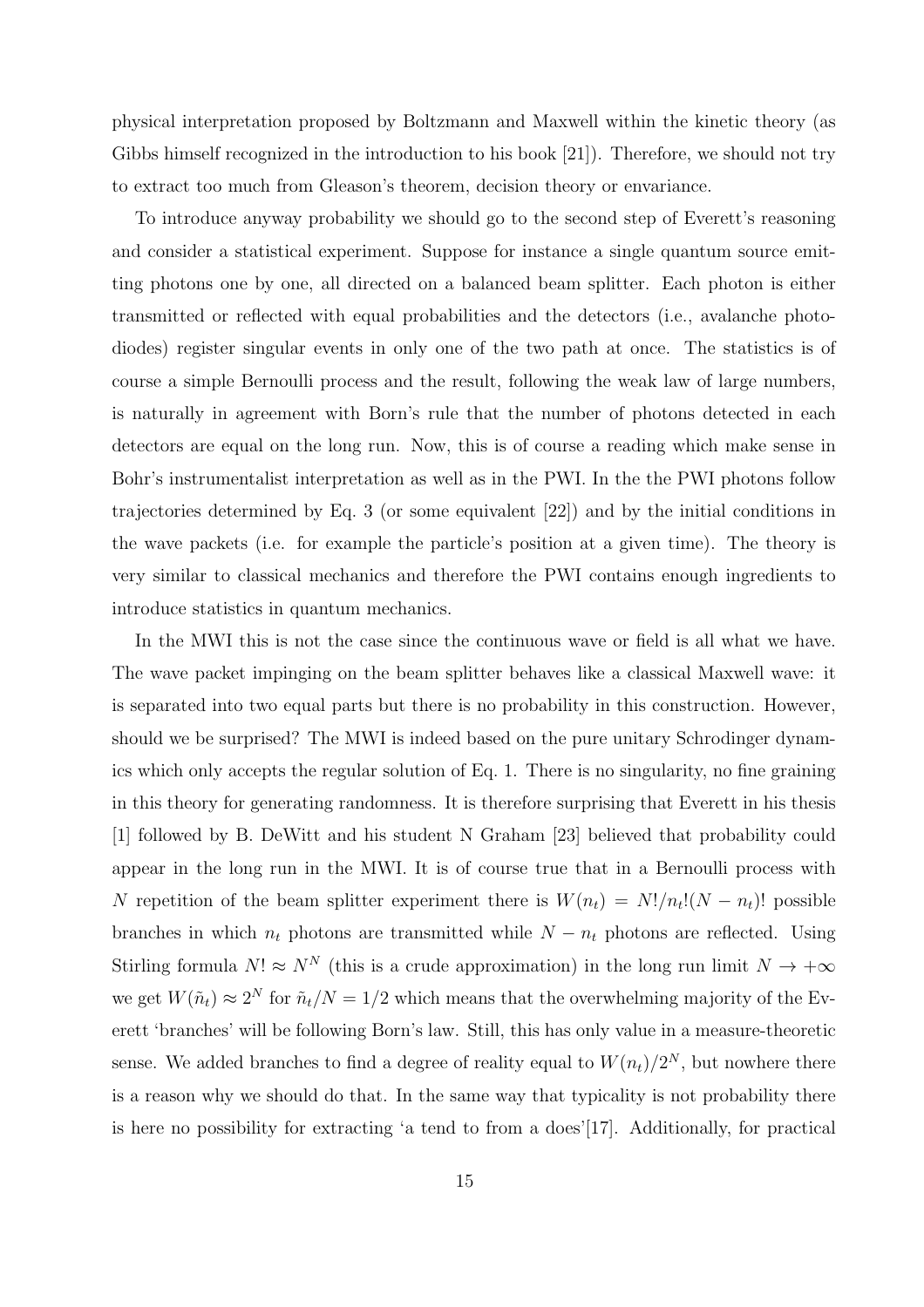physical interpretation proposed by Boltzmann and Maxwell within the kinetic theory (as Gibbs himself recognized in the introduction to his book [21]). Therefore, we should not try to extract too much from Gleason's theorem, decision theory or envariance.

To introduce anyway probability we should go to the second step of Everett's reasoning and consider a statistical experiment. Suppose for instance a single quantum source emitting photons one by one, all directed on a balanced beam splitter. Each photon is either transmitted or reflected with equal probabilities and the detectors (i.e., avalanche photodiodes) register singular events in only one of the two path at once. The statistics is of course a simple Bernoulli process and the result, following the weak law of large numbers, is naturally in agreement with Born's rule that the number of photons detected in each detectors are equal on the long run. Now, this is of course a reading which make sense in Bohr's instrumentalist interpretation as well as in the PWI. In the the PWI photons follow trajectories determined by Eq. 3 (or some equivalent [22]) and by the initial conditions in the wave packets (i.e. for example the particle's position at a given time). The theory is very similar to classical mechanics and therefore the PWI contains enough ingredients to introduce statistics in quantum mechanics.

In the MWI this is not the case since the continuous wave or field is all what we have. The wave packet impinging on the beam splitter behaves like a classical Maxwell wave: it is separated into two equal parts but there is no probability in this construction. However, should we be surprised? The MWI is indeed based on the pure unitary Schrodinger dynamics which only accepts the regular solution of Eq. 1. There is no singularity, no fine graining in this theory for generating randomness. It is therefore surprising that Everett in his thesis [1] followed by B. DeWitt and his student N Graham [23] believed that probability could appear in the long run in the MWI. It is of course true that in a Bernoulli process with $N$ repetition of the beam splitter experiment there is $W(n_t) = N!/n_t!(N-n_t)!$ possible branches in which $n_t$ photons are transmitted while $N - n_t$ photons are reflected. Using Stirling formula $N! \approx N^N$ (this is a crude approximation) in the long run limit $N \to +\infty$ we get $W(\tilde{n}_t) \approx 2^N$ for $\tilde{n}_t/N = 1/2$ which means that the overwhelming majority of the Everett 'branches' will be following Born's law. Still, this has only value in a measure-theoretic sense. We added branches to find a degree of reality equal to $W(n_t)/2^N$, but nowhere there is a reason why we should do that. In the same way that typicality is not probability there is here no possibility for extracting 'a tend to from a does'[17]. Additionally, for practical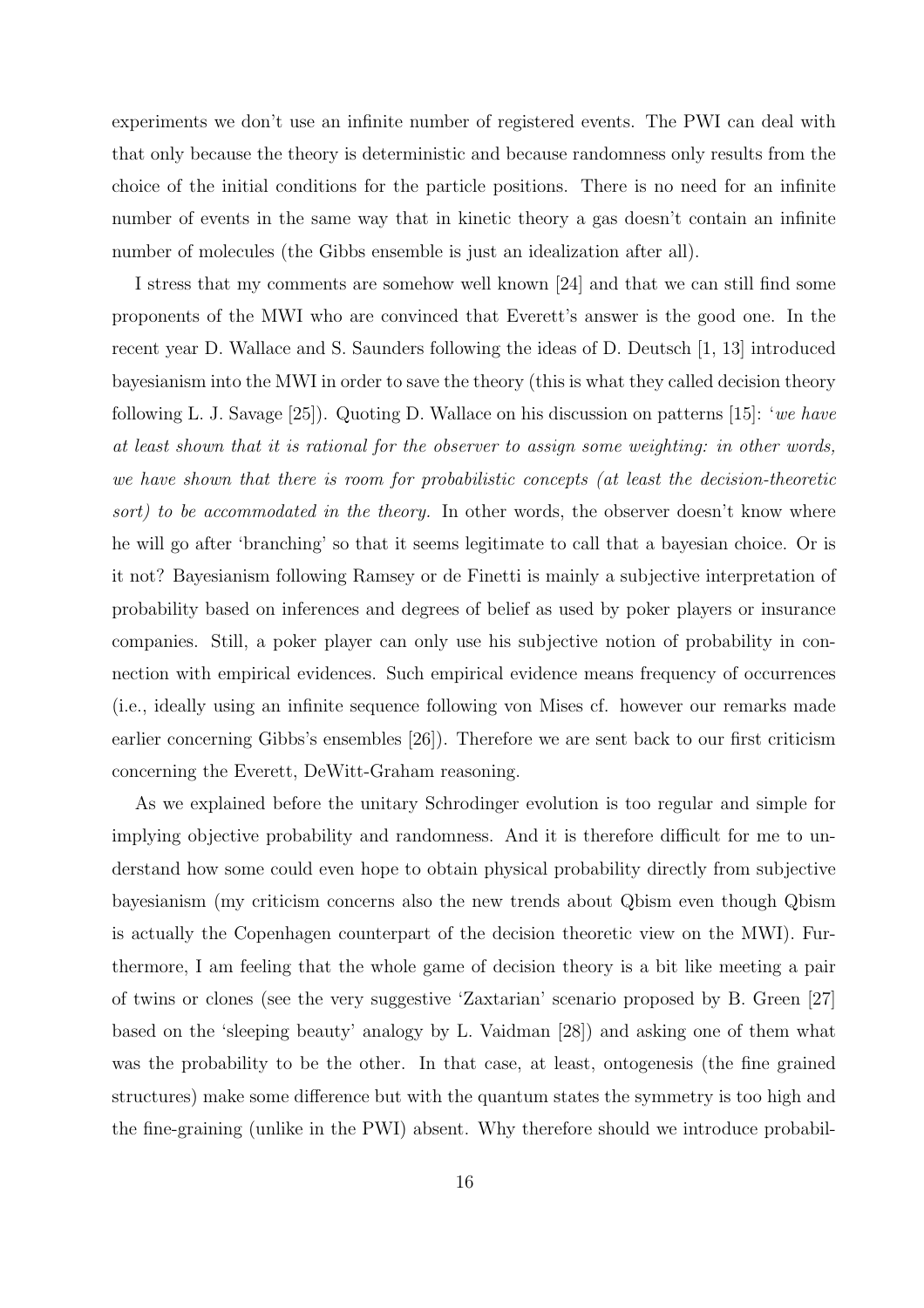experiments we don't use an infinite number of registered events. The PWI can deal with that only because the theory is deterministic and because randomness only results from the choice of the initial conditions for the particle positions. There is no need for an infinite number of events in the same way that in kinetic theory a gas doesn't contain an infinite number of molecules (the Gibbs ensemble is just an idealization after all).

I stress that my comments are somehow well known [24] and that we can still find some proponents of the MWI who are convinced that Everett's answer is the good one. In the recent year D. Wallace and S. Saunders following the ideas of D. Deutsch [1, 13] introduced bayesianism into the MWI in order to save the theory (this is what they called decision theory following L. J. Savage [25]). Quoting D. Wallace on his discussion on patterns [15]: '*we have at least shown that it is rational for the observer to assign some weighting: in other words, we have shown that there is room for probabilistic concepts (at least the decision-theoretic sort) to be accommodated in the theory.* In other words, the observer doesn't know where he will go after 'branching' so that it seems legitimate to call that a bayesian choice. Or is it not? Bayesianism following Ramsey or de Finetti is mainly a subjective interpretation of probability based on inferences and degrees of belief as used by poker players or insurance companies. Still, a poker player can only use his subjective notion of probability in connection with empirical evidences. Such empirical evidence means frequency of occurrences (i.e., ideally using an infinite sequence following von Mises cf. however our remarks made earlier concerning Gibbs's ensembles [26]). Therefore we are sent back to our first criticism concerning the Everett, DeWitt-Graham reasoning.

As we explained before the unitary Schrodinger evolution is too regular and simple for implying objective probability and randomness. And it is therefore difficult for me to understand how some could even hope to obtain physical probability directly from subjective bayesianism (my criticism concerns also the new trends about Qbism even though Qbism is actually the Copenhagen counterpart of the decision theoretic view on the MWI). Furthermore, I am feeling that the whole game of decision theory is a bit like meeting a pair of twins or clones (see the very suggestive 'Zaxtarian' scenario proposed by B. Green [27] based on the 'sleeping beauty' analogy by L. Vaidman [28]) and asking one of them what was the probability to be the other. In that case, at least, ontogenesis (the fine grained structures) make some difference but with the quantum states the symmetry is too high and the fine-graining (unlike in the PWI) absent. Why therefore should we introduce probabil-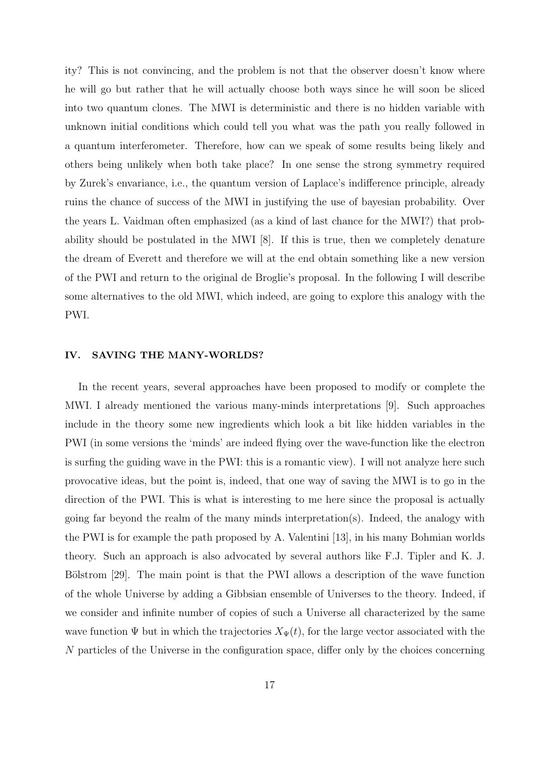ity? This is not convincing, and the problem is not that the observer doesn't know where he will go but rather that he will actually choose both ways since he will soon be sliced into two quantum clones. The MWI is deterministic and there is no hidden variable with unknown initial conditions which could tell you what was the path you really followed in a quantum interferometer. Therefore, how can we speak of some results being likely and others being unlikely when both take place? In one sense the strong symmetry required by Zurek's envariance, i.e., the quantum version of Laplace's indifference principle, already ruins the chance of success of the MWI in justifying the use of bayesian probability. Over the years L. Vaidman often emphasized (as a kind of last chance for the MWI?) that probability should be postulated in the MWI [8]. If this is true, then we completely denature the dream of Everett and therefore we will at the end obtain something like a new version of the PWI and return to the original de Broglie's proposal. In the following I will describe some alternatives to the old MWI, which indeed, are going to explore this analogy with the PWI.

## IV. SAVING THE MANY-WORLDS?

In the recent years, several approaches have been proposed to modify or complete the MWI. I already mentioned the various many-minds interpretations [9]. Such approaches include in the theory some new ingredients which look a bit like hidden variables in the PWI (in some versions the 'minds' are indeed flying over the wave-function like the electron is surfing the guiding wave in the PWI: this is a romantic view). I will not analyze here such provocative ideas, but the point is, indeed, that one way of saving the MWI is to go in the direction of the PWI. This is what is interesting to me here since the proposal is actually going far beyond the realm of the many minds interpretation(s). Indeed, the analogy with the PWI is for example the path proposed by A. Valentini [13], in his many Bohmian worlds theory. Such an approach is also advocated by several authors like F.J. Tipler and K. J. Bölstrom [29]. The main point is that the PWI allows a description of the wave function of the whole Universe by adding a Gibbsian ensemble of Universes to the theory. Indeed, if we consider and infinite number of copies of such a Universe all characterized by the same wave function $\Psi$ but in which the trajectories $X_{\Psi}(t)$, for the large vector associated with the $N$ particles of the Universe in the configuration space, differ only by the choices concerning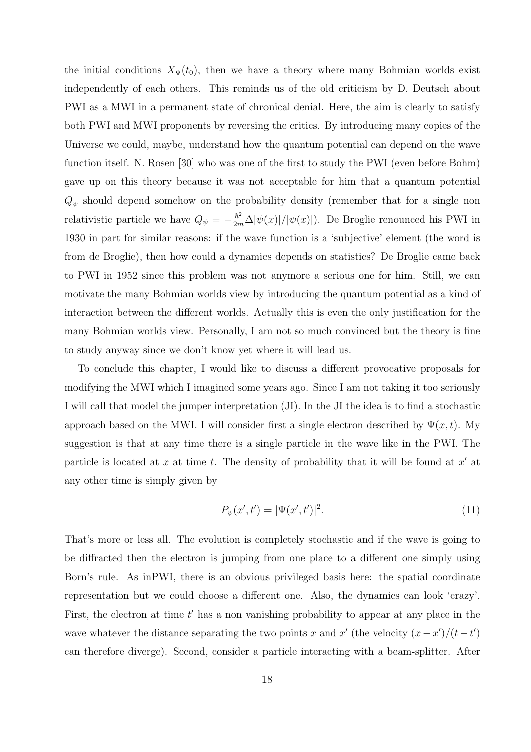the initial conditions $X_\Psi(t_0)$, then we have a theory where many Bohmian worlds exist independently of each others. This reminds us of the old criticism by D. Deutsch about PWI as a MWI in a permanent state of chronical denial. Here, the aim is clearly to satisfy both PWI and MWI proponents by reversing the critics. By introducing many copies of the Universe we could, maybe, understand how the quantum potential can depend on the wave function itself. N. Rosen [30] who was one of the first to study the PWI (even before Bohm) gave up on this theory because it was not acceptable for him that a quantum potential $Q_\psi$ should depend somehow on the probability density (remember that for a single non relativistic particle we have $Q_\psi = -\frac{\hbar^2}{2m}\Delta|\psi(x)|/|\psi(x)|$). De Broglie renounced his PWI in 1930 in part for similar reasons: if the wave function is a 'subjective' element (the word is from de Broglie), then how could a dynamics depends on statistics? De Broglie came back to PWI in 1952 since this problem was not anymore a serious one for him. Still, we can motivate the many Bohmian worlds view by introducing the quantum potential as a kind of interaction between the different worlds. Actually this is even the only justification for the many Bohmian worlds view. Personally, I am not so much convinced but the theory is fine to study anyway since we don't know yet where it will lead us.

To conclude this chapter, I would like to discuss a different provocative proposals for modifying the MWI which I imagined some years ago. Since I am not taking it too seriously I will call that model the jumper interpretation (JI). In the JI the idea is to find a stochastic approach based on the MWI. I will consider first a single electron described by $\Psi(x,t)$. My suggestion is that at any time there is a single particle in the wave like in the PWI. The particle is located at $x$ at time $t$. The density of probability that it will be found at $x'$ at any other time is simply given by

$$P_\psi(x', t') = |\Psi(x', t')|^2. \tag{11}$$

That's more or less all. The evolution is completely stochastic and if the wave is going to be diffracted then the electron is jumping from one place to a different one simply using Born's rule. As inPWI, there is an obvious privileged basis here: the spatial coordinate representation but we could choose a different one. Also, the dynamics can look 'crazy'. First, the electron at time $t'$ has a non vanishing probability to appear at any place in the wave whatever the distance separating the two points $x$ and $x'$ (the velocity $(x - x')/(t - t')$ can therefore diverge). Second, consider a particle interacting with a beam-splitter. After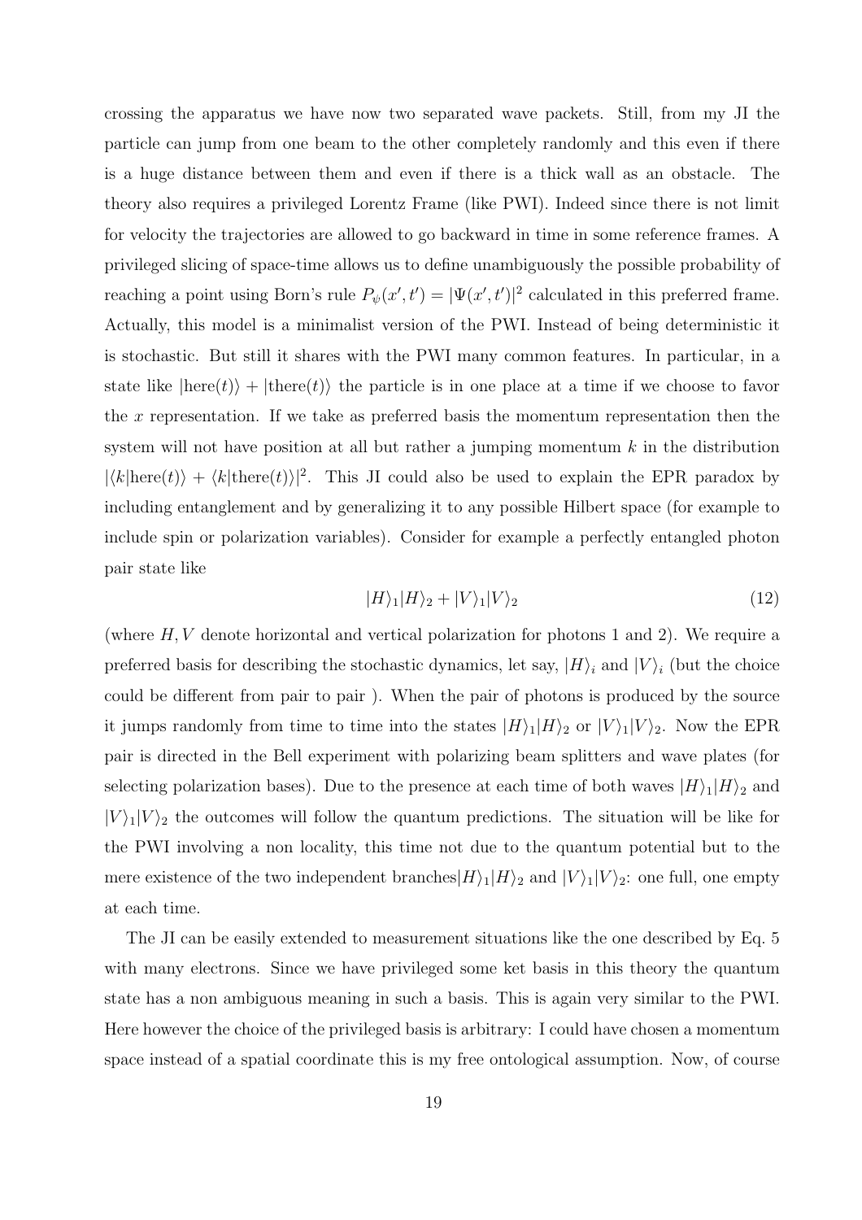crossing the apparatus we have now two separated wave packets. Still, from my JI the particle can jump from one beam to the other completely randomly and this even if there is a huge distance between them and even if there is a thick wall as an obstacle. The theory also requires a privileged Lorentz Frame (like PWI). Indeed since there is not limit for velocity the trajectories are allowed to go backward in time in some reference frames. A privileged slicing of space-time allows us to define unambiguously the possible probability of reaching a point using Born's rule $P_\psi(x',t') = |\Psi(x',t')|^2$ calculated in this preferred frame. Actually, this model is a minimalist version of the PWI. Instead of being deterministic it is stochastic. But still it shares with the PWI many common features. In particular, in a state like $|\text{here}(t)\rangle + |\text{there}(t)\rangle$ the particle is in one place at a time if we choose to favor the $x$ representation. If we take as preferred basis the momentum representation then the system will not have position at all but rather a jumping momentum $k$ in the distribution $|\langle k|\text{here}(t)\rangle + \langle k|\text{there}(t)\rangle|^2$. This JI could also be used to explain the EPR paradox by including entanglement and by generalizing it to any possible Hilbert space (for example to include spin or polarization variables). Consider for example a perfectly entangled photon pair state like

$$|H\rangle_1|H\rangle_2 + |V\rangle_1|V\rangle_2 \tag{12}$$

(where $H, V$ denote horizontal and vertical polarization for photons 1 and 2). We require a preferred basis for describing the stochastic dynamics, let say, $|H\rangle_i$ and $|V\rangle_i$ (but the choice could be different from pair to pair ). When the pair of photons is produced by the source it jumps randomly from time to time into the states $|H\rangle_1|H\rangle_2$ or $|V\rangle_1|V\rangle_2$. Now the EPR pair is directed in the Bell experiment with polarizing beam splitters and wave plates (for selecting polarization bases). Due to the presence at each time of both waves $|H\rangle_1|H\rangle_2$ and $|V\rangle_1|V\rangle_2$ the outcomes will follow the quantum predictions. The situation will be like for the PWI involving a non locality, this time not due to the quantum potential but to the mere existence of the two independent branches$|H\rangle_1|H\rangle_2$ and $|V\rangle_1|V\rangle_2$: one full, one empty at each time.

The JI can be easily extended to measurement situations like the one described by Eq. 5 with many electrons. Since we have privileged some ket basis in this theory the quantum state has a non ambiguous meaning in such a basis. This is again very similar to the PWI. Here however the choice of the privileged basis is arbitrary: I could have chosen a momentum space instead of a spatial coordinate this is my free ontological assumption. Now, of course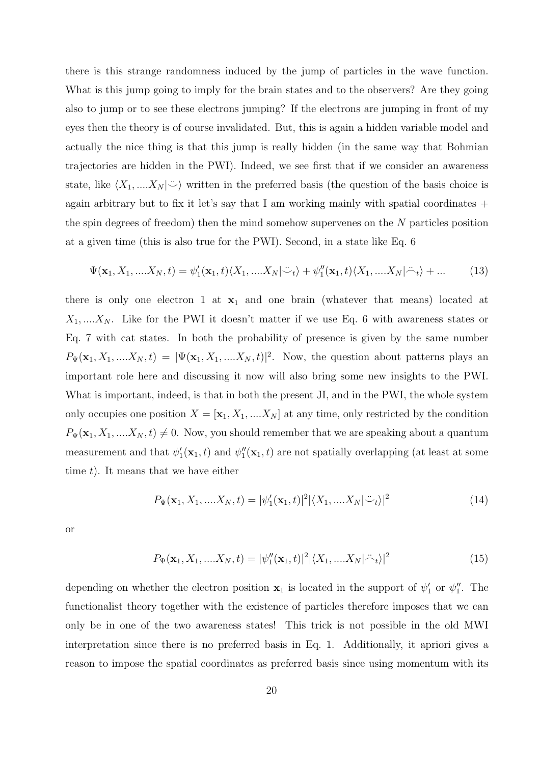there is this strange randomness induced by the jump of particles in the wave function. What is this jump going to imply for the brain states and to the observers? Are they going also to jump or to see these electrons jumping? If the electrons are jumping in front of my eyes then the theory is of course invalidated. But, this is again a hidden variable model and actually the nice thing is that this jump is really hidden (in the same way that Bohmian trajectories are hidden in the PWI). Indeed, we see first that if we consider an awareness state, like $\langle X_1, ....X_N|\ddot{\smile}\rangle$ written in the preferred basis (the question of the basis choice is again arbitrary but to fix it let's say that I am working mainly with spatial coordinates + the spin degrees of freedom) then the mind somehow supervenes on the $N$ particles position at a given time (this is also true for the PWI). Second, in a state like Eq. 6

$$\Psi(\mathbf{x}_1, X_1, ....X_N, t) = \psi_1'(\mathbf{x}_1, t)\langle X_1, ....X_N|\ddot{\smile}_t\rangle + \psi_1''(\mathbf{x}_1, t)\langle X_1, ....X_N|\ddot{\frown}_t\rangle + ... \tag{13}$$

there is only one electron 1 at $\mathbf{x}_1$ and one brain (whatever that means) located at $X_1, ....X_N$. Like for the PWI it doesn't matter if we use Eq. 6 with awareness states or Eq. 7 with cat states. In both the probability of presence is given by the same number $P_\Psi(\mathbf{x}_1, X_1, ....X_N, t) = |\Psi(\mathbf{x}_1, X_1, ....X_N, t)|^2$. Now, the question about patterns plays an important role here and discussing it now will also bring some new insights to the PWI. What is important, indeed, is that in both the present JI, and in the PWI, the whole system only occupies one position $X = [\mathbf{x}_1, X_1, ....X_N]$ at any time, only restricted by the condition $P_\Psi(\mathbf{x}_1, X_1, ....X_N, t) \neq 0$. Now, you should remember that we are speaking about a quantum measurement and that $\psi_1'(\mathbf{x}_1, t)$ and $\psi_1''(\mathbf{x}_1, t)$ are not spatially overlapping (at least at some time $t$). It means that we have either

$$P_\Psi(\mathbf{x}_1, X_1, ....X_N, t) = |\psi_1'(\mathbf{x}_1, t)|^2|\langle X_1, ....X_N|\ddot{\smile}_t\rangle|^2 \tag{14}$$

or

$$P_\Psi(\mathbf{x}_1, X_1, ....X_N, t) = |\psi_1''(\mathbf{x}_1, t)|^2|\langle X_1, ....X_N|\ddot{\frown}_t\rangle|^2 \tag{15}$$

depending on whether the electron position $\mathbf{x}_1$ is located in the support of $\psi_1'$ or $\psi_1''$. The functionalist theory together with the existence of particles therefore imposes that we can only be in one of the two awareness states! This trick is not possible in the old MWI interpretation since there is no preferred basis in Eq. 1. Additionally, it apriori gives a reason to impose the spatial coordinates as preferred basis since using momentum with its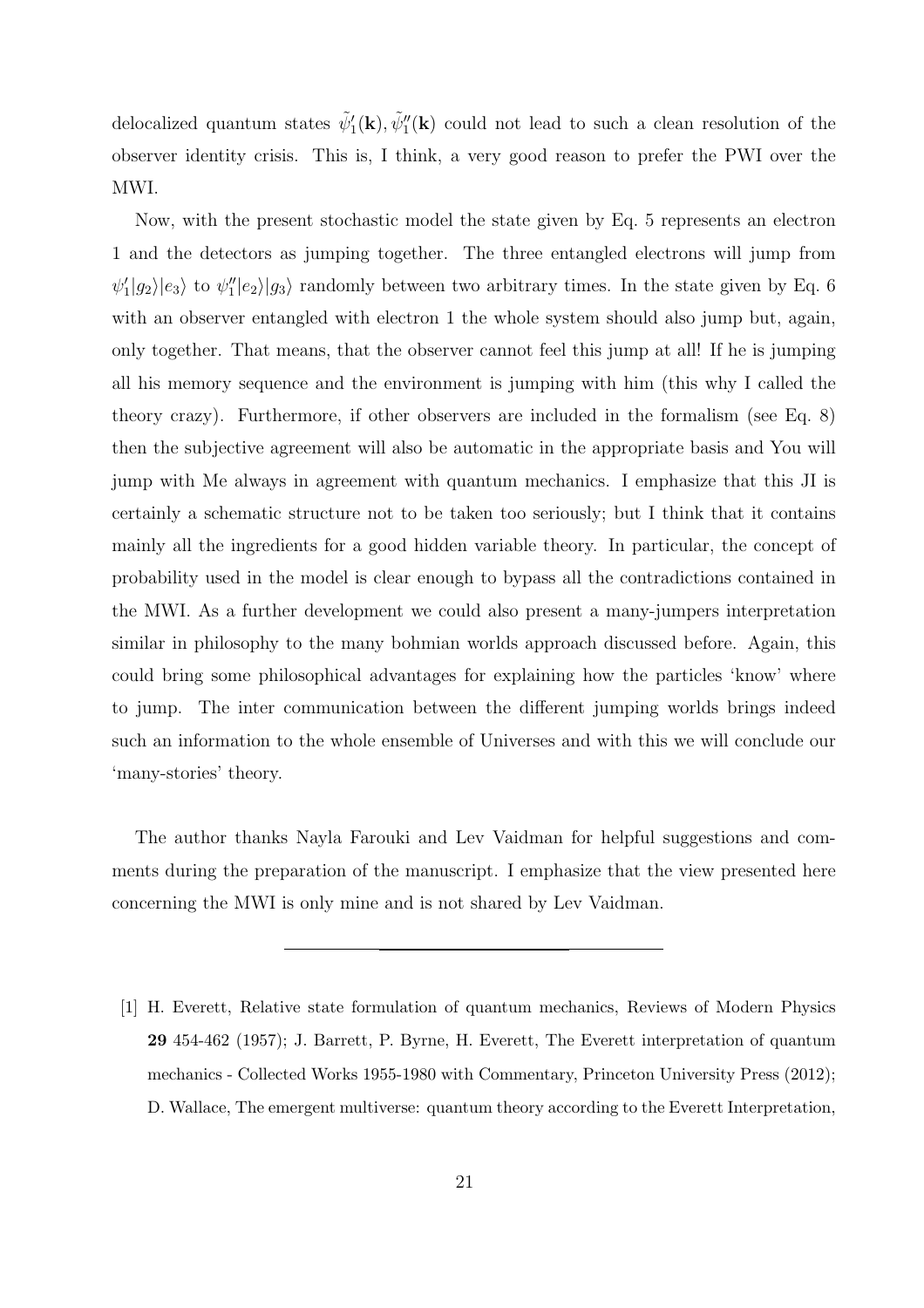delocalized quantum states $\tilde{\psi}_1'(\mathbf{k}), \tilde{\psi}_1''(\mathbf{k})$ could not lead to such a clean resolution of the observer identity crisis. This is, I think, a very good reason to prefer the PWI over the MWI.

Now, with the present stochastic model the state given by Eq. 5 represents an electron 1 and the detectors as jumping together. The three entangled electrons will jump from $\psi_1'|g_2\rangle|e_3\rangle$ to $\psi_1''|e_2\rangle|g_3\rangle$ randomly between two arbitrary times. In the state given by Eq. 6 with an observer entangled with electron 1 the whole system should also jump but, again, only together. That means, that the observer cannot feel this jump at all! If he is jumping all his memory sequence and the environment is jumping with him (this why I called the theory crazy). Furthermore, if other observers are included in the formalism (see Eq. 8) then the subjective agreement will also be automatic in the appropriate basis and You will jump with Me always in agreement with quantum mechanics. I emphasize that this JI is certainly a schematic structure not to be taken too seriously; but I think that it contains mainly all the ingredients for a good hidden variable theory. In particular, the concept of probability used in the model is clear enough to bypass all the contradictions contained in the MWI. As a further development we could also present a many-jumpers interpretation similar in philosophy to the many bohmian worlds approach discussed before. Again, this could bring some philosophical advantages for explaining how the particles 'know' where to jump. The inter communication between the different jumping worlds brings indeed such an information to the whole ensemble of Universes and with this we will conclude our 'many-stories' theory.

The author thanks Nayla Farouki and Lev Vaidman for helpful suggestions and comments during the preparation of the manuscript. I emphasize that the view presented here concerning the MWI is only mine and is not shared by Lev Vaidman.

---

[1] H. Everett, Relative state formulation of quantum mechanics, Reviews of Modern Physics **29** 454-462 (1957); J. Barrett, P. Byrne, H. Everett, The Everett interpretation of quantum mechanics - Collected Works 1955-1980 with Commentary, Princeton University Press (2012); D. Wallace, The emergent multiverse: quantum theory according to the Everett Interpretation,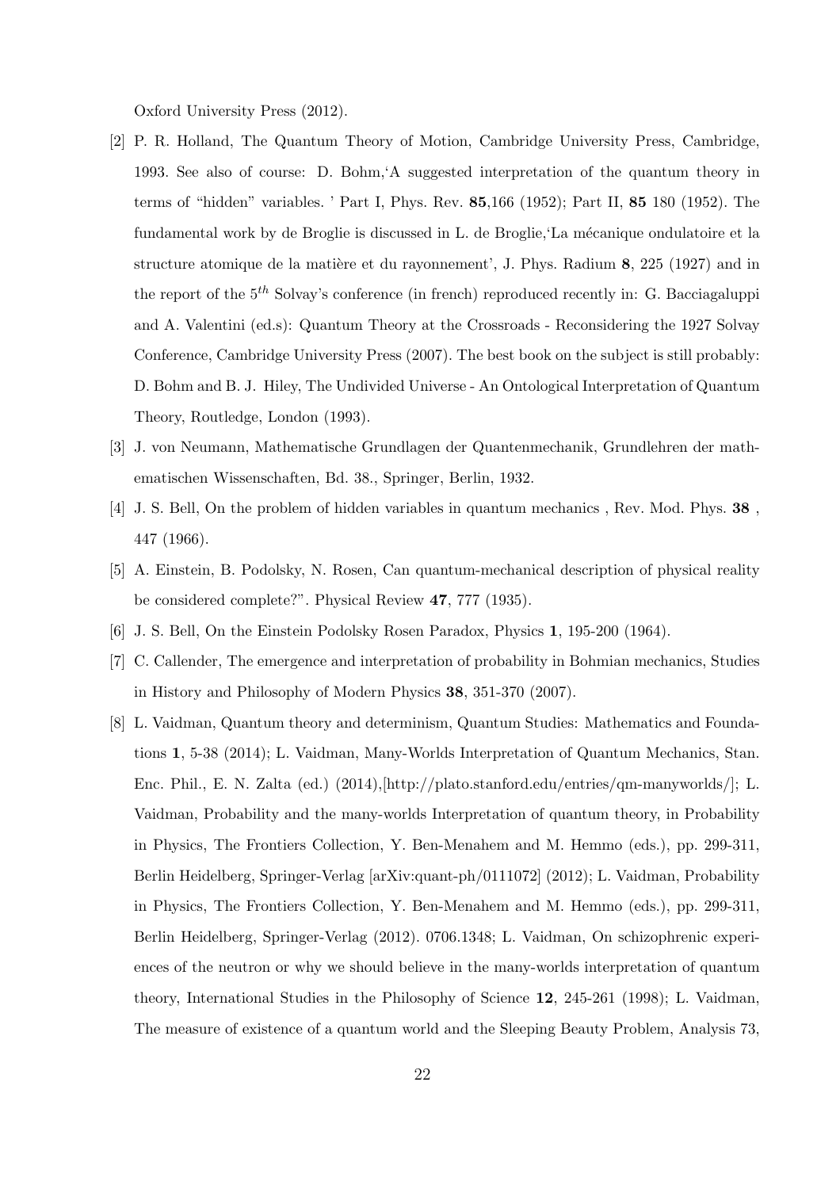Oxford University Press (2012).

[2] P. R. Holland, The Quantum Theory of Motion, Cambridge University Press, Cambridge, 1993. See also of course: D. Bohm,'A suggested interpretation of the quantum theory in terms of "hidden" variables. ' Part I, Phys. Rev. **85**,166 (1952); Part II, **85** 180 (1952). The fundamental work by de Broglie is discussed in L. de Broglie,'La mécanique ondulatoire et la structure atomique de la matière et du rayonnement', J. Phys. Radium **8**, 225 (1927) and in the report of the $5^{th}$ Solvay's conference (in french) reproduced recently in: G. Bacciagaluppi and A. Valentini (ed.s): Quantum Theory at the Crossroads - Reconsidering the 1927 Solvay Conference, Cambridge University Press (2007). The best book on the subject is still probably: D. Bohm and B. J. Hiley, The Undivided Universe - An Ontological Interpretation of Quantum Theory, Routledge, London (1993).

[3] J. von Neumann, Mathematische Grundlagen der Quantenmechanik, Grundlehren der mathematischen Wissenschaften, Bd. 38., Springer, Berlin, 1932.

[4] J. S. Bell, On the problem of hidden variables in quantum mechanics , Rev. Mod. Phys. **38** , 447 (1966).

[5] A. Einstein, B. Podolsky, N. Rosen, Can quantum-mechanical description of physical reality be considered complete?". Physical Review **47**, 777 (1935).

[6] J. S. Bell, On the Einstein Podolsky Rosen Paradox, Physics **1**, 195-200 (1964).

[7] C. Callender, The emergence and interpretation of probability in Bohmian mechanics, Studies in History and Philosophy of Modern Physics **38**, 351-370 (2007).

[8] L. Vaidman, Quantum theory and determinism, Quantum Studies: Mathematics and Foundations **1**, 5-38 (2014); L. Vaidman, Many-Worlds Interpretation of Quantum Mechanics, Stan. Enc. Phil., E. N. Zalta (ed.) (2014),[http://plato.stanford.edu/entries/qm-manyworlds/]; L. Vaidman, Probability and the many-worlds Interpretation of quantum theory, in Probability in Physics, The Frontiers Collection, Y. Ben-Menahem and M. Hemmo (eds.), pp. 299-311, Berlin Heidelberg, Springer-Verlag [arXiv:quant-ph/0111072] (2012); L. Vaidman, Probability in Physics, The Frontiers Collection, Y. Ben-Menahem and M. Hemmo (eds.), pp. 299-311, Berlin Heidelberg, Springer-Verlag (2012). 0706.1348; L. Vaidman, On schizophrenic experiences of the neutron or why we should believe in the many-worlds interpretation of quantum theory, International Studies in the Philosophy of Science **12**, 245-261 (1998); L. Vaidman, The measure of existence of a quantum world and the Sleeping Beauty Problem, Analysis 73,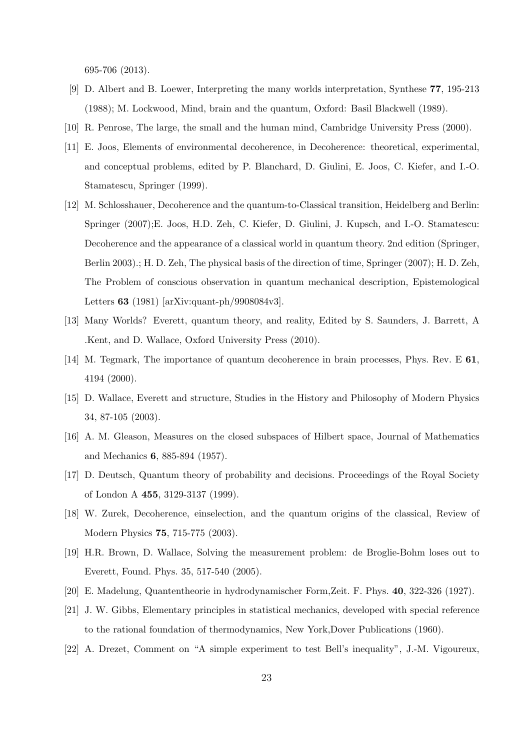695-706 (2013).

[9] D. Albert and B. Loewer, Interpreting the many worlds interpretation, Synthese **77**, 195-213 (1988); M. Lockwood, Mind, brain and the quantum, Oxford: Basil Blackwell (1989).

[10] R. Penrose, The large, the small and the human mind, Cambridge University Press (2000).

[11] E. Joos, Elements of environmental decoherence, in Decoherence: theoretical, experimental, and conceptual problems, edited by P. Blanchard, D. Giulini, E. Joos, C. Kiefer, and I.-O. Stamatescu, Springer (1999).

[12] M. Schlosshauer, Decoherence and the quantum-to-Classical transition, Heidelberg and Berlin: Springer (2007);E. Joos, H.D. Zeh, C. Kiefer, D. Giulini, J. Kupsch, and I.-O. Stamatescu: Decoherence and the appearance of a classical world in quantum theory. 2nd edition (Springer, Berlin 2003).; H. D. Zeh, The physical basis of the direction of time, Springer (2007); H. D. Zeh, The Problem of conscious observation in quantum mechanical description, Epistemological Letters **63** (1981) [arXiv:quant-ph/9908084v3].

[13] Many Worlds? Everett, quantum theory, and reality, Edited by S. Saunders, J. Barrett, A .Kent, and D. Wallace, Oxford University Press (2010).

[14] M. Tegmark, The importance of quantum decoherence in brain processes, Phys. Rev. E **61**, 4194 (2000).

[15] D. Wallace, Everett and structure, Studies in the History and Philosophy of Modern Physics 34, 87-105 (2003).

[16] A. M. Gleason, Measures on the closed subspaces of Hilbert space, Journal of Mathematics and Mechanics **6**, 885-894 (1957).

[17] D. Deutsch, Quantum theory of probability and decisions. Proceedings of the Royal Society of London A **455**, 3129-3137 (1999).

[18] W. Zurek, Decoherence, einselection, and the quantum origins of the classical, Review of Modern Physics **75**, 715-775 (2003).

[19] H.R. Brown, D. Wallace, Solving the measurement problem: de Broglie-Bohm loses out to Everett, Found. Phys. 35, 517-540 (2005).

[20] E. Madelung, Quantentheorie in hydrodynamischer Form,Zeit. F. Phys. **40**, 322-326 (1927).

[21] J. W. Gibbs, Elementary principles in statistical mechanics, developed with special reference to the rational foundation of thermodynamics, New York,Dover Publications (1960).

[22] A. Drezet, Comment on "A simple experiment to test Bell's inequality", J.-M. Vigoureux,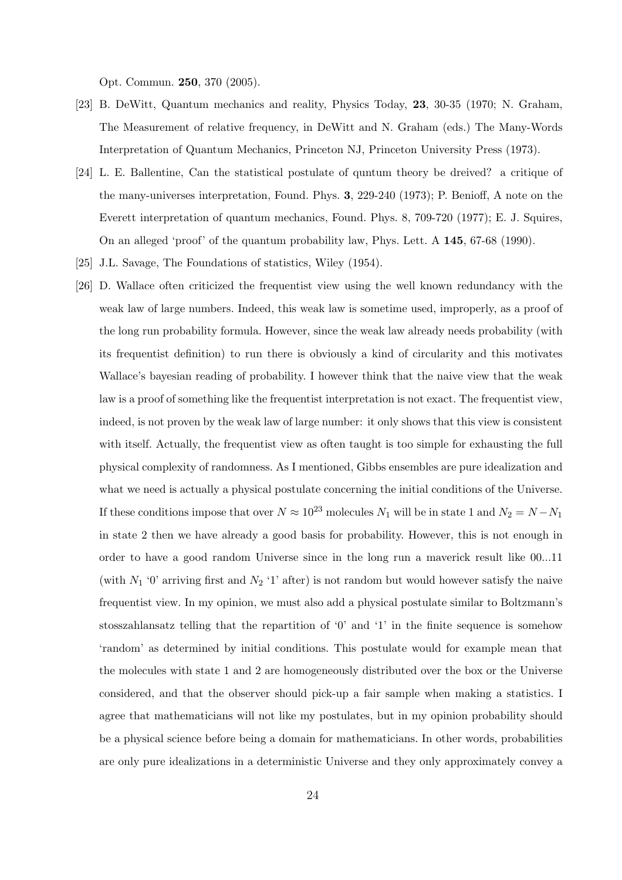Opt. Commun. **250**, 370 (2005).

[23] B. DeWitt, Quantum mechanics and reality, Physics Today, **23**, 30-35 (1970; N. Graham, The Measurement of relative frequency, in DeWitt and N. Graham (eds.) The Many-Words Interpretation of Quantum Mechanics, Princeton NJ, Princeton University Press (1973).

[24] L. E. Ballentine, Can the statistical postulate of quntum theory be dreived? a critique of the many-universes interpretation, Found. Phys. **3**, 229-240 (1973); P. Benioff, A note on the Everett interpretation of quantum mechanics, Found. Phys. 8, 709-720 (1977); E. J. Squires, On an alleged 'proof' of the quantum probability law, Phys. Lett. A **145**, 67-68 (1990).

[25] J.L. Savage, The Foundations of statistics, Wiley (1954).

[26] D. Wallace often criticized the frequentist view using the well known redundancy with the weak law of large numbers. Indeed, this weak law is sometime used, improperly, as a proof of the long run probability formula. However, since the weak law already needs probability (with its frequentist definition) to run there is obviously a kind of circularity and this motivates Wallace's bayesian reading of probability. I however think that the naive view that the weak law is a proof of something like the frequentist interpretation is not exact. The frequentist view, indeed, is not proven by the weak law of large number: it only shows that this view is consistent with itself. Actually, the frequentist view as often taught is too simple for exhausting the full physical complexity of randomness. As I mentioned, Gibbs ensembles are pure idealization and what we need is actually a physical postulate concerning the initial conditions of the Universe. If these conditions impose that over $N \approx 10^{23}$ molecules $N_1$ will be in state 1 and $N_2 = N - N_1$ in state 2 then we have already a good basis for probability. However, this is not enough in order to have a good random Universe since in the long run a maverick result like 00...11 (with $N_1$ '0' arriving first and $N_2$ '1' after) is not random but would however satisfy the naive frequentist view. In my opinion, we must also add a physical postulate similar to Boltzmann's stosszahlansatz telling that the repartition of '0' and '1' in the finite sequence is somehow 'random' as determined by initial conditions. This postulate would for example mean that the molecules with state 1 and 2 are homogeneously distributed over the box or the Universe considered, and that the observer should pick-up a fair sample when making a statistics. I agree that mathematicians will not like my postulates, but in my opinion probability should be a physical science before being a domain for mathematicians. In other words, probabilities are only pure idealizations in a deterministic Universe and they only approximately convey a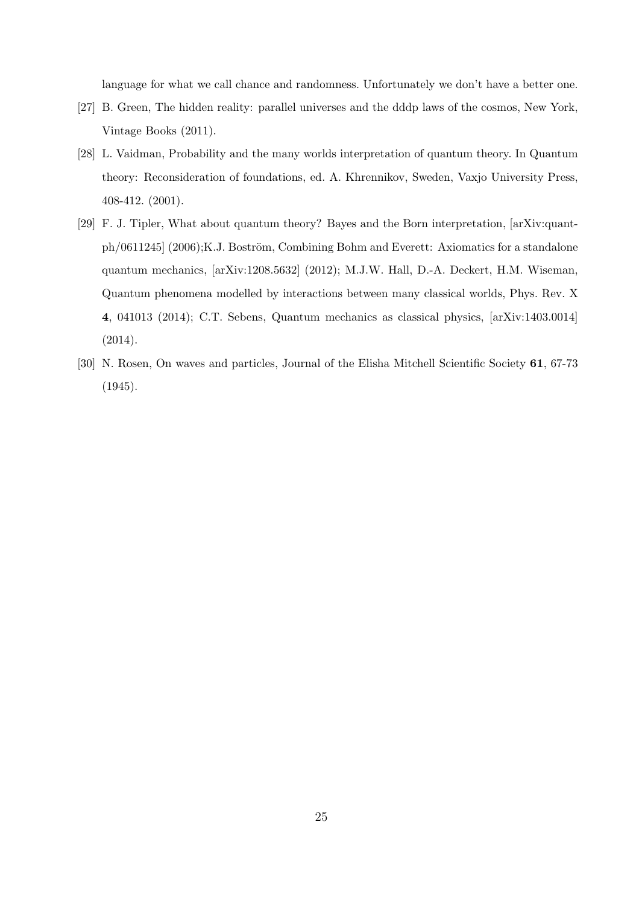language for what we call chance and randomness. Unfortunately we don't have a better one.

[27] B. Green, The hidden reality: parallel universes and the dddp laws of the cosmos, New York, Vintage Books (2011).

[28] L. Vaidman, Probability and the many worlds interpretation of quantum theory. In Quantum theory: Reconsideration of foundations, ed. A. Khrennikov, Sweden, Vaxjo University Press, 408-412. (2001).

[29] F. J. Tipler, What about quantum theory? Bayes and the Born interpretation, [arXiv:quant-ph/0611245] (2006);K.J. Boström, Combining Bohm and Everett: Axiomatics for a standalone quantum mechanics, [arXiv:1208.5632] (2012); M.J.W. Hall, D.-A. Deckert, H.M. Wiseman, Quantum phenomena modelled by interactions between many classical worlds, Phys. Rev. X **4**, 041013 (2014); C.T. Sebens, Quantum mechanics as classical physics, [arXiv:1403.0014] (2014).

[30] N. Rosen, On waves and particles, Journal of the Elisha Mitchell Scientific Society **61**, 67-73 (1945).